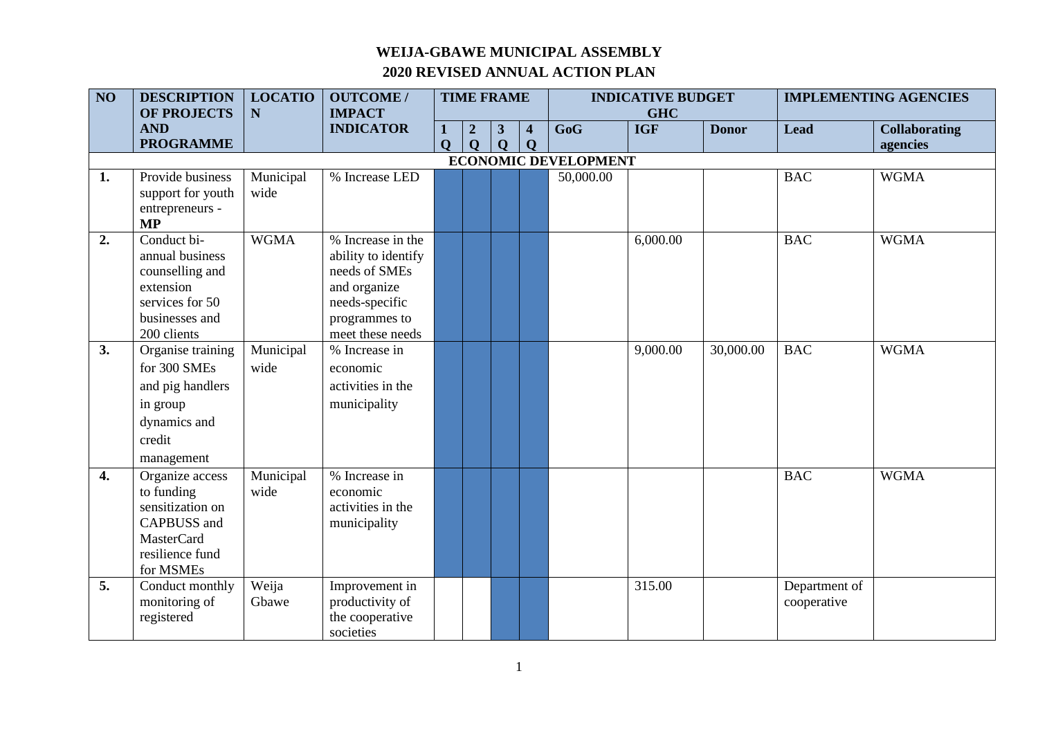# WEIJA-GBAWE MUNICIPAL ASSEMBLY

## 2020 REVISED ANNUAL ACTION PLAN

| NO | DESCRIPTION OF PROJECTS AND PROGRAMME | LOCATION | OUTCOME / IMPACT INDICATOR | TIME FRAME | | | | INDICATIVE BUDGET GHC | | | IMPLEMENTING AGENCIES | |
|---|---|---|---|---|---|---|---|---|---|---|---|---|
| | | | | 1 Q | 2 Q | 3 Q | 4 Q | GoG | IGF | Donor | Lead | Collaborating agencies |
| **ECONOMIC DEVELOPMENT** | | | | | | | | | | | | |
| **1.** | Provide business support for youth entrepreneurs - **MP** | Municipal wide | % Increase LED | | | | | 50,000.00 | | | BAC | WGMA |
| **2.** | Conduct bi-annual business counselling and extension services for 50 businesses and 200 clients | WGMA | % Increase in the ability to identify needs of SMEs and organize needs-specific programmes to meet these needs | | | | | | 6,000.00 | | BAC | WGMA |
| **3.** | Organise training for 300 SMEs and pig handlers in group dynamics and credit management | Municipal wide | % Increase in economic activities in the municipality | | | | | | 9,000.00 | 30,000.00 | BAC | WGMA |
| **4.** | Organize access to funding sensitization on CAPBUSS and MasterCard resilience fund for MSMEs | Municipal wide | % Increase in economic activities in the municipality | | | | | | | | BAC | WGMA |
| **5.** | Conduct monthly monitoring of registered | Weija Gbawe | Improvement in productivity of the cooperative societies | | | | | | 315.00 | | Department of cooperative | |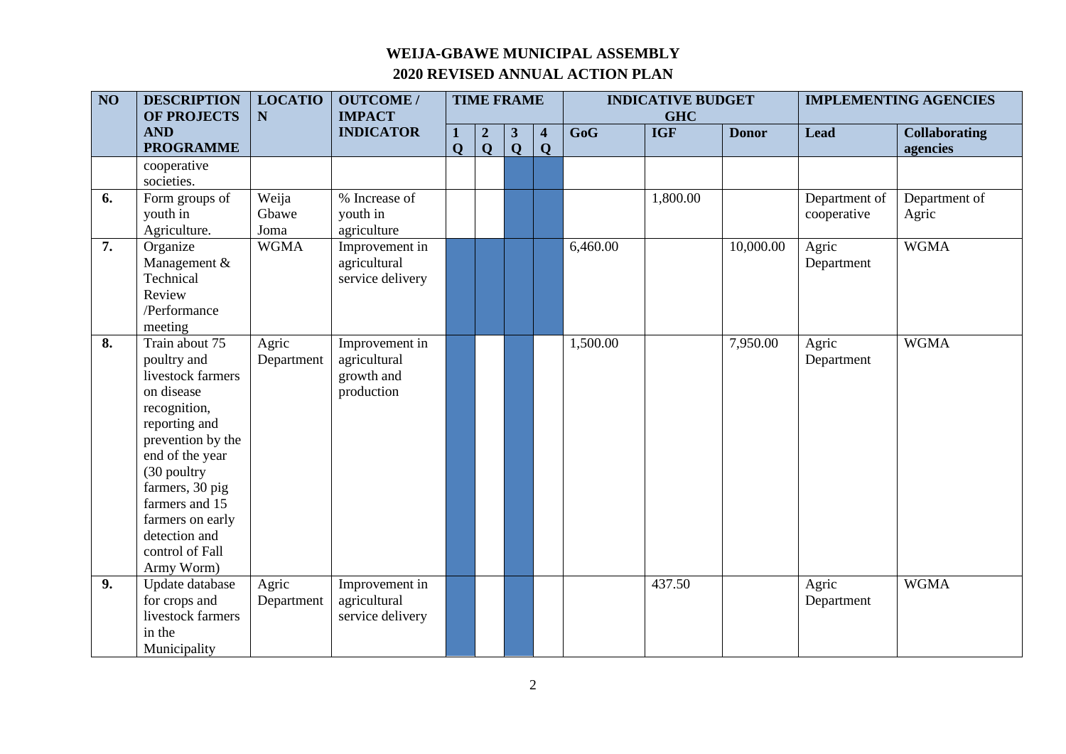# WEIJA-GBAWE MUNICIPAL ASSEMBLY

## 2020 REVISED ANNUAL ACTION PLAN

| NO | DESCRIPTION OF PROJECTS AND PROGRAMME | LOCATION | OUTCOME / IMPACT INDICATOR | TIME FRAME | | | | INDICATIVE BUDGET GHC | | | IMPLEMENTING AGENCIES | |
|---|---|---|---|---|---|---|---|---|---|---|---|---|
| | | | | 1 Q | 2 Q | 3 Q | 4 Q | GoG | IGF | Donor | Lead | Collaborating agencies |
| | cooperative societies. | | | | | | | | | | | |
| 6. | Form groups of youth in Agriculture. | Weija Gbawe Joma | % Increase of youth in agriculture | | | | | | 1,800.00 | | Department of cooperative | Department of Agric |
| 7. | Organize Management & Technical Review /Performance meeting | WGMA | Improvement in agricultural service delivery | | | | | 6,460.00 | | 10,000.00 | Agric Department | WGMA |
| 8. | Train about 75 poultry and livestock farmers on disease recognition, reporting and prevention by the end of the year (30 poultry farmers, 30 pig farmers and 15 farmers on early detection and control of Fall Army Worm) | Agric Department | Improvement in agricultural growth and production | | | | | 1,500.00 | | 7,950.00 | Agric Department | WGMA |
| 9. | Update database for crops and livestock farmers in the Municipality | Agric Department | Improvement in agricultural service delivery | | | | | | 437.50 | | Agric Department | WGMA |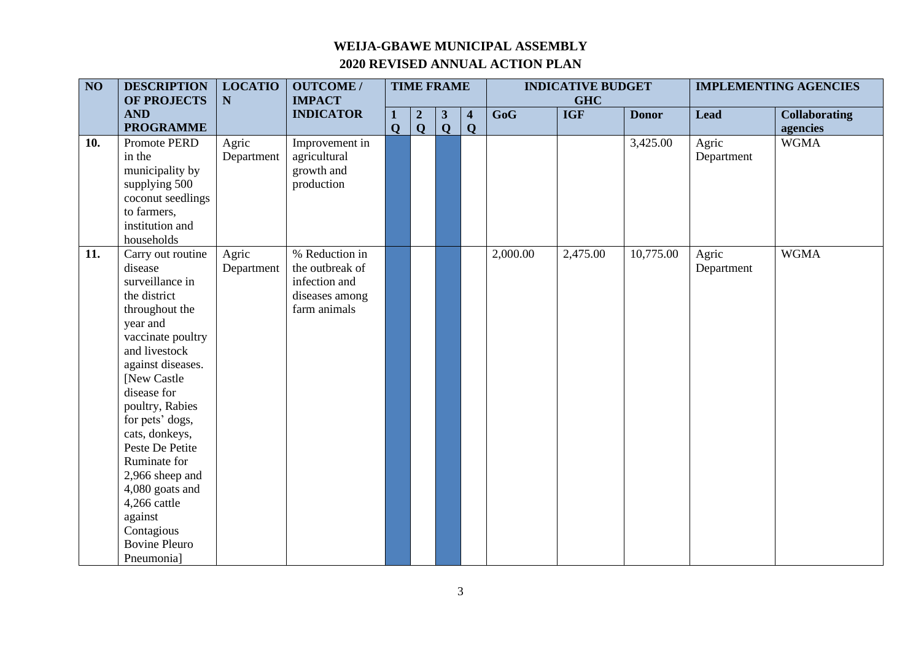# WEIJA-GBAWE MUNICIPAL ASSEMBLY

## 2020 REVISED ANNUAL ACTION PLAN

| NO | DESCRIPTION OF PROJECTS AND PROGRAMME | LOCATION | OUTCOME / IMPACT INDICATOR | TIME FRAME | | | | INDICATIVE BUDGET GHC | | | IMPLEMENTING AGENCIES | |
|---|---|---|---|---|---|---|---|---|---|---|---|---|
| | | | | 1 Q | 2 Q | 3 Q | 4 Q | GoG | IGF | Donor | Lead | Collaborating agencies |
| 10. | Promote PERD in the municipality by supplying 500 coconut seedlings to farmers, institution and households | Agric Department | Improvement in agricultural growth and production | | | | | | | 3,425.00 | Agric Department | WGMA |
| 11. | Carry out routine disease surveillance in the district throughout the year and vaccinate poultry and livestock against diseases. [New Castle disease for poultry, Rabies for pets' dogs, cats, donkeys, Peste De Petite Ruminate for 2,966 sheep and 4,080 goats and 4,266 cattle against Contagious Bovine Pleuro Pneumonia] | Agric Department | % Reduction in the outbreak of infection and diseases among farm animals | | | | | 2,000.00 | 2,475.00 | 10,775.00 | Agric Department | WGMA |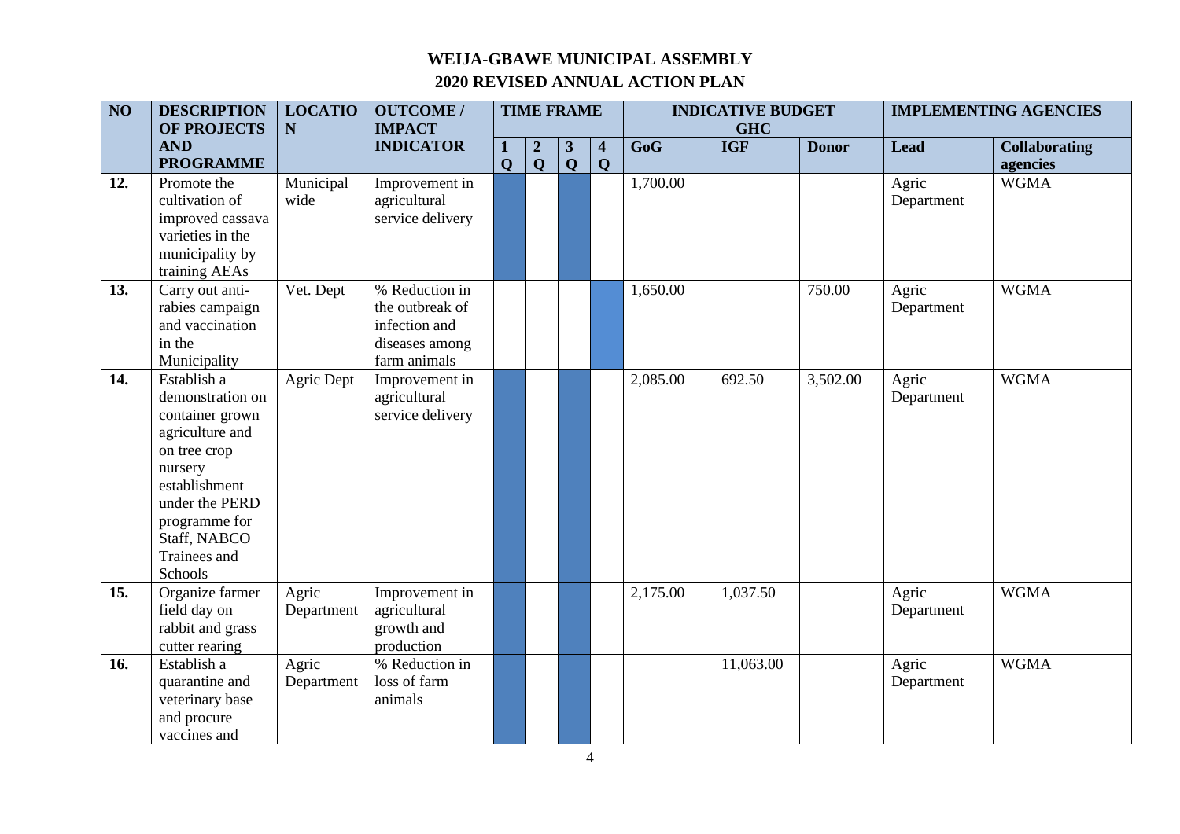# WEIJA-GBAWE MUNICIPAL ASSEMBLY

## 2020 REVISED ANNUAL ACTION PLAN

| NO | DESCRIPTION OF PROJECTS AND PROGRAMME | LOCATION | OUTCOME / IMPACT INDICATOR | TIME FRAME | | | | INDICATIVE BUDGET GHC | | | IMPLEMENTING AGENCIES | |
|---|---|---|---|---|---|---|---|---|---|---|---|---|
| | | | | 1 Q | 2 Q | 3 Q | 4 Q | GoG | IGF | Donor | Lead | Collaborating agencies |
| 12. | Promote the cultivation of improved cassava varieties in the municipality by training AEAs | Municipal wide | Improvement in agricultural service delivery | | | | | 1,700.00 | | | Agric Department | WGMA |
| 13. | Carry out anti-rabies campaign and vaccination in the Municipality | Vet. Dept | % Reduction in the outbreak of infection and diseases among farm animals | | | | | 1,650.00 | | 750.00 | Agric Department | WGMA |
| 14. | Establish a demonstration on container grown agriculture and on tree crop nursery establishment under the PERD programme for Staff, NABCO Trainees and Schools | Agric Dept | Improvement in agricultural service delivery | | | | | 2,085.00 | 692.50 | 3,502.00 | Agric Department | WGMA |
| 15. | Organize farmer field day on rabbit and grass cutter rearing | Agric Department | Improvement in agricultural growth and production | | | | | 2,175.00 | 1,037.50 | | Agric Department | WGMA |
| 16. | Establish a quarantine and veterinary base and procure vaccines and | Agric Department | % Reduction in loss of farm animals | | | | | | 11,063.00 | | Agric Department | WGMA |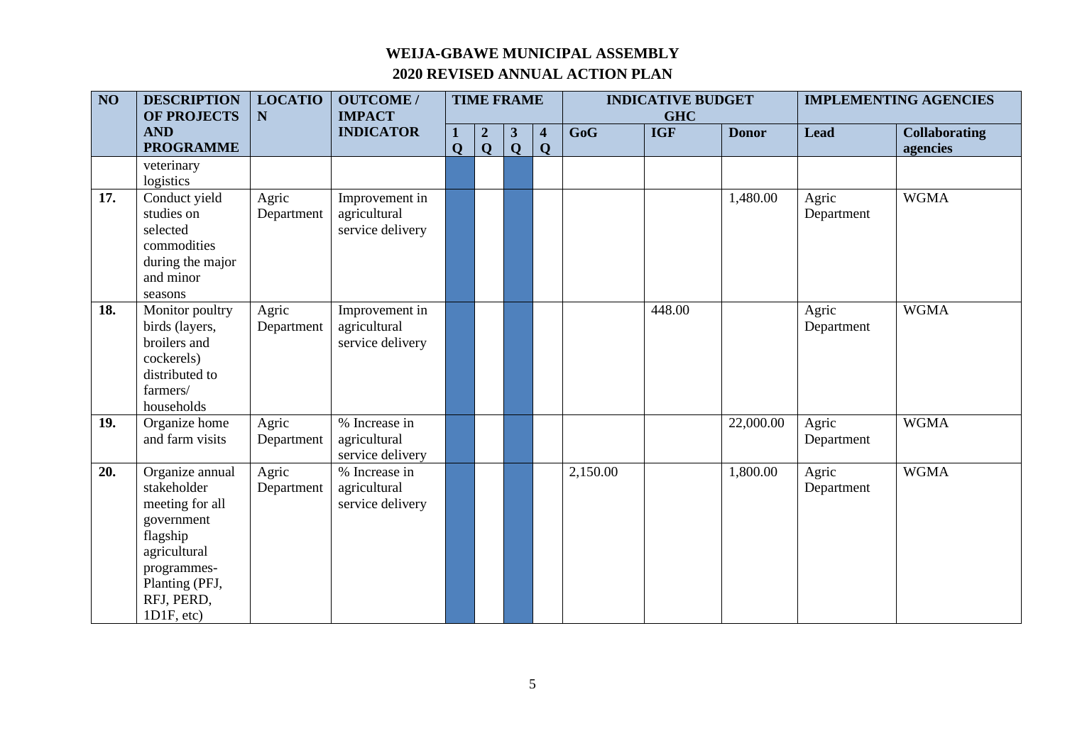# WEIJA-GBAWE MUNICIPAL ASSEMBLY

## 2020 REVISED ANNUAL ACTION PLAN

| NO | DESCRIPTION OF PROJECTS AND PROGRAMME | LOCATION | OUTCOME / IMPACT INDICATOR | TIME FRAME | | | | INDICATIVE BUDGET GHC | | | IMPLEMENTING AGENCIES | |
|---|---|---|---|---|---|---|---|---|---|---|---|---|
| | | | | 1 Q | 2 Q | 3 Q | 4 Q | GoG | IGF | Donor | Lead | Collaborating agencies |
| | veterinary logistics | | | | | | | | | | | |
| 17. | Conduct yield studies on selected commodities during the major and minor seasons | Agric Department | Improvement in agricultural service delivery | | | | | | | 1,480.00 | Agric Department | WGMA |
| 18. | Monitor poultry birds (layers, broilers and cockerels) distributed to farmers/ households | Agric Department | Improvement in agricultural service delivery | | | | | | 448.00 | | Agric Department | WGMA |
| 19. | Organize home and farm visits | Agric Department | % Increase in agricultural service delivery | | | | | | | 22,000.00 | Agric Department | WGMA |
| 20. | Organize annual stakeholder meeting for all government flagship agricultural programmes-Planting (PFJ, RFJ, PERD, 1D1F, etc) | Agric Department | % Increase in agricultural service delivery | | | | | 2,150.00 | | 1,800.00 | Agric Department | WGMA |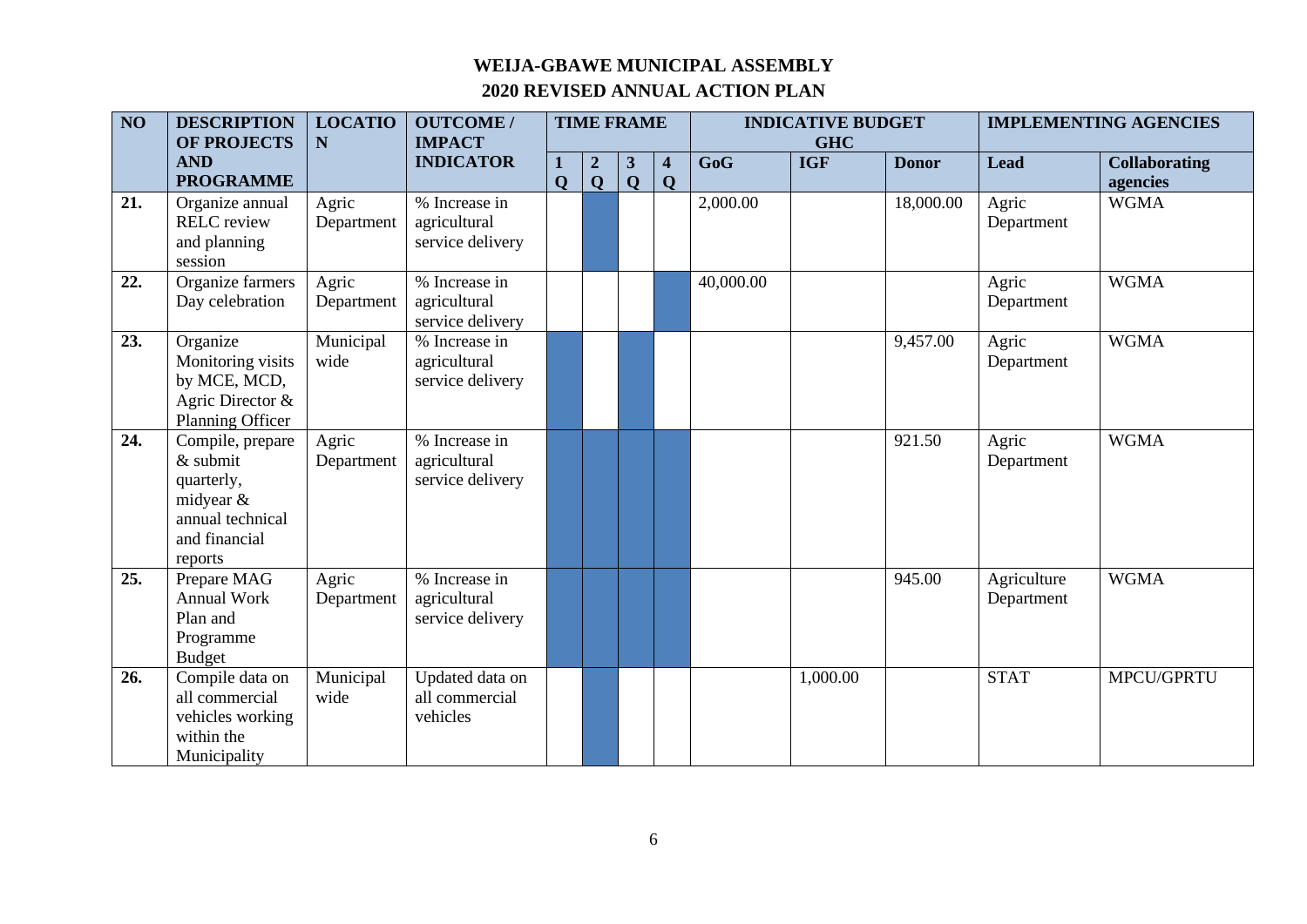## WEIJA-GBAWE MUNICIPAL ASSEMBLY

## 2020 REVISED ANNUAL ACTION PLAN

| NO | DESCRIPTION OF PROJECTS AND PROGRAMME | LOCATION | OUTCOME / IMPACT INDICATOR | TIME FRAME | | | | INDICATIVE BUDGET GHC | | | IMPLEMENTING AGENCIES | |
|---|---|---|---|---|---|---|---|---|---|---|---|---|
| | | | | 1 Q | 2 Q | 3 Q | 4 Q | GoG | IGF | Donor | Lead | Collaborating agencies |
| 21. | Organize annual RELC review and planning session | Agric Department | % Increase in agricultural service delivery | | ■ | | | 2,000.00 | | 18,000.00 | Agric Department | WGMA |
| 22. | Organize farmers Day celebration | Agric Department | % Increase in agricultural service delivery | | | | ■ | 40,000.00 | | | Agric Department | WGMA |
| 23. | Organize Monitoring visits by MCE, MCD, Agric Director & Planning Officer | Municipal wide | % Increase in agricultural service delivery | ■ | | ■ | | | | 9,457.00 | Agric Department | WGMA |
| 24. | Compile, prepare & submit quarterly, midyear & annual technical and financial reports | Agric Department | % Increase in agricultural service delivery | ■ | ■ | ■ | ■ | | | 921.50 | Agric Department | WGMA |
| 25. | Prepare MAG Annual Work Plan and Programme Budget | Agric Department | % Increase in agricultural service delivery | ■ | ■ | ■ | ■ | | | 945.00 | Agriculture Department | WGMA |
| 26. | Compile data on all commercial vehicles working within the Municipality | Municipal wide | Updated data on all commercial vehicles | | ■ | | | | 1,000.00 | | STAT | MPCU/GPRTU |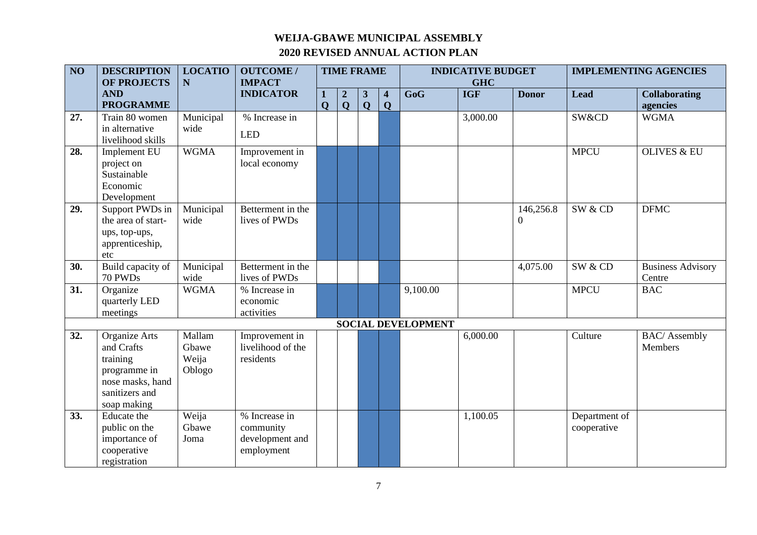# WEIJA-GBAWE MUNICIPAL ASSEMBLY

## 2020 REVISED ANNUAL ACTION PLAN

| NO | DESCRIPTION OF PROJECTS AND PROGRAMME | LOCATION | OUTCOME / IMPACT INDICATOR | TIME FRAME | | | | INDICATIVE BUDGET GHC | | | IMPLEMENTING AGENCIES | |
|---|---|---|---|---|---|---|---|---|---|---|---|---|
| | | | | 1 Q | 2 Q | 3 Q | 4 Q | GoG | IGF | Donor | Lead | Collaborating agencies |
| 27. | Train 80 women in alternative livelihood skills | Municipal wide | % Increase in LED | | | | ■ | | 3,000.00 | | SW&CD | WGMA |
| 28. | Implement EU project on Sustainable Economic Development | WGMA | Improvement in local economy | ■ | ■ | ■ | ■ | | | | MPCU | OLIVES & EU |
| 29. | Support PWDs in the area of start-ups, top-ups, apprenticeship, etc | Municipal wide | Betterment in the lives of PWDs | ■ | ■ | ■ | ■ | | | 146,256.80 | SW & CD | DFMC |
| 30. | Build capacity of 70 PWDs | Municipal wide | Betterment in the lives of PWDs | | | | ■ | | | 4,075.00 | SW & CD | Business Advisory Centre |
| 31. | Organize quarterly LED meetings | WGMA | % Increase in economic activities | ■ | ■ | ■ | ■ | 9,100.00 | | | MPCU | BAC |
| | **SOCIAL DEVELOPMENT** | | | | | | | | | | | |
| 32. | Organize Arts and Crafts training programme in nose masks, hand sanitizers and soap making | Mallam Gbawe Weija Oblogo | Improvement in livelihood of the residents | | | ■ | ■ | | 6,000.00 | | Culture | BAC/ Assembly Members |
| 33. | Educate the public on the importance of cooperative registration | Weija Gbawe Joma | % Increase in community development and employment | | | ■ | ■ | | 1,100.05 | | Department of cooperative | |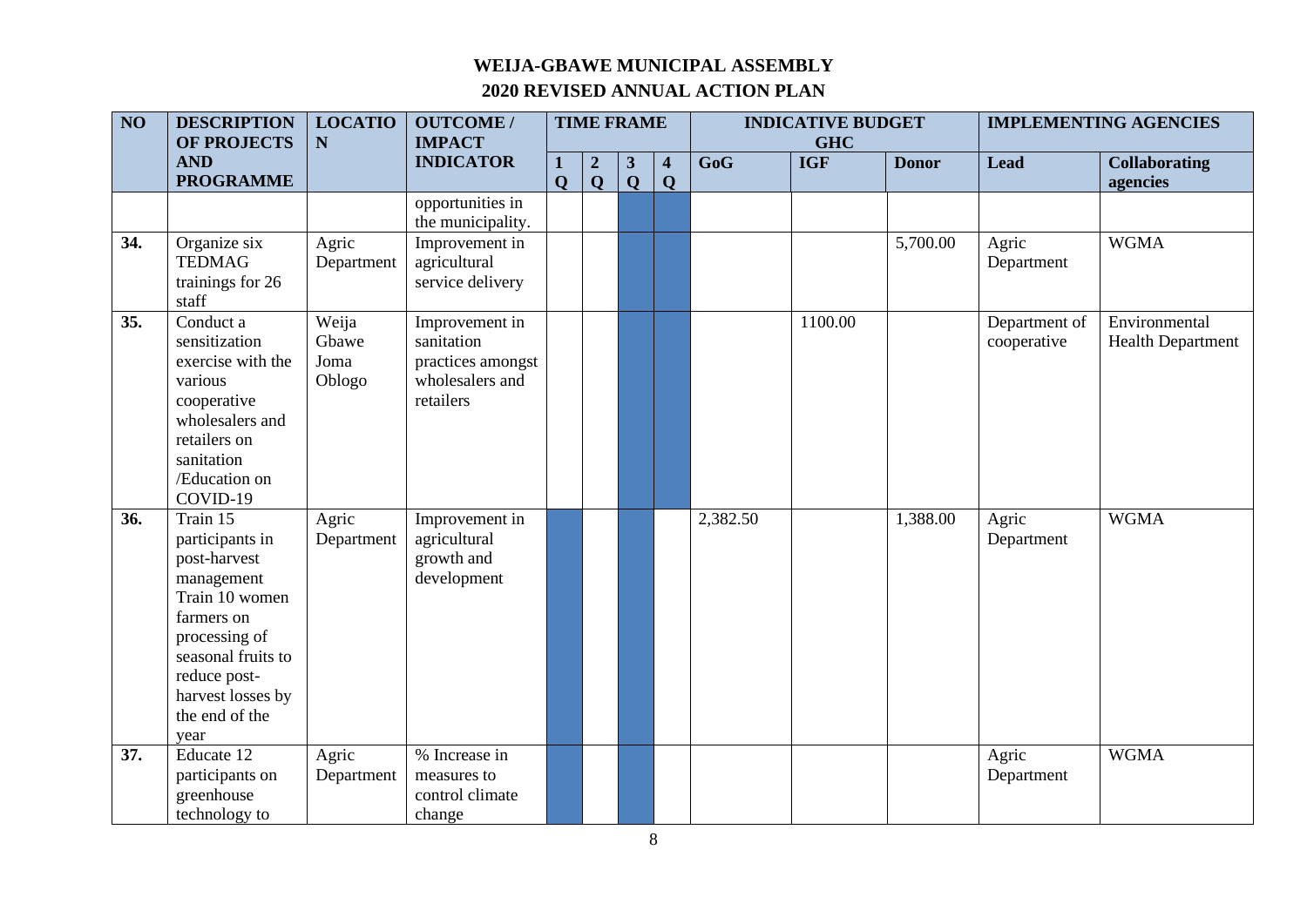**WEIJA-GBAWE MUNICIPAL ASSEMBLY**

**2020 REVISED ANNUAL ACTION PLAN**

| NO | DESCRIPTION OF PROJECTS AND PROGRAMME | LOCATION | OUTCOME / IMPACT INDICATOR | TIME FRAME | | | | INDICATIVE BUDGET GHC | | | IMPLEMENTING AGENCIES | |
|---|---|---|---|---|---|---|---|---|---|---|---|---|
| | | | | 1 Q | 2 Q | 3 Q | 4 Q | GoG | IGF | Donor | Lead | Collaborating agencies |
| | | | opportunities in the municipality. | | | | | | | | | |
| 34. | Organize six TEDMAG trainings for 26 staff | Agric Department | Improvement in agricultural service delivery | | | | | | | 5,700.00 | Agric Department | WGMA |
| 35. | Conduct a sensitization exercise with the various cooperative wholesalers and retailers on sanitation /Education on COVID-19 | Weija Gbawe Joma Oblogo | Improvement in sanitation practices amongst wholesalers and retailers | | | | | | 1100.00 | | Department of cooperative | Environmental Health Department |
| 36. | Train 15 participants in post-harvest management Train 10 women farmers on processing of seasonal fruits to reduce post-harvest losses by the end of the year | Agric Department | Improvement in agricultural growth and development | | | | | 2,382.50 | | 1,388.00 | Agric Department | WGMA |
| 37. | Educate 12 participants on greenhouse technology to | Agric Department | % Increase in measures to control climate change | | | | | | | | Agric Department | WGMA |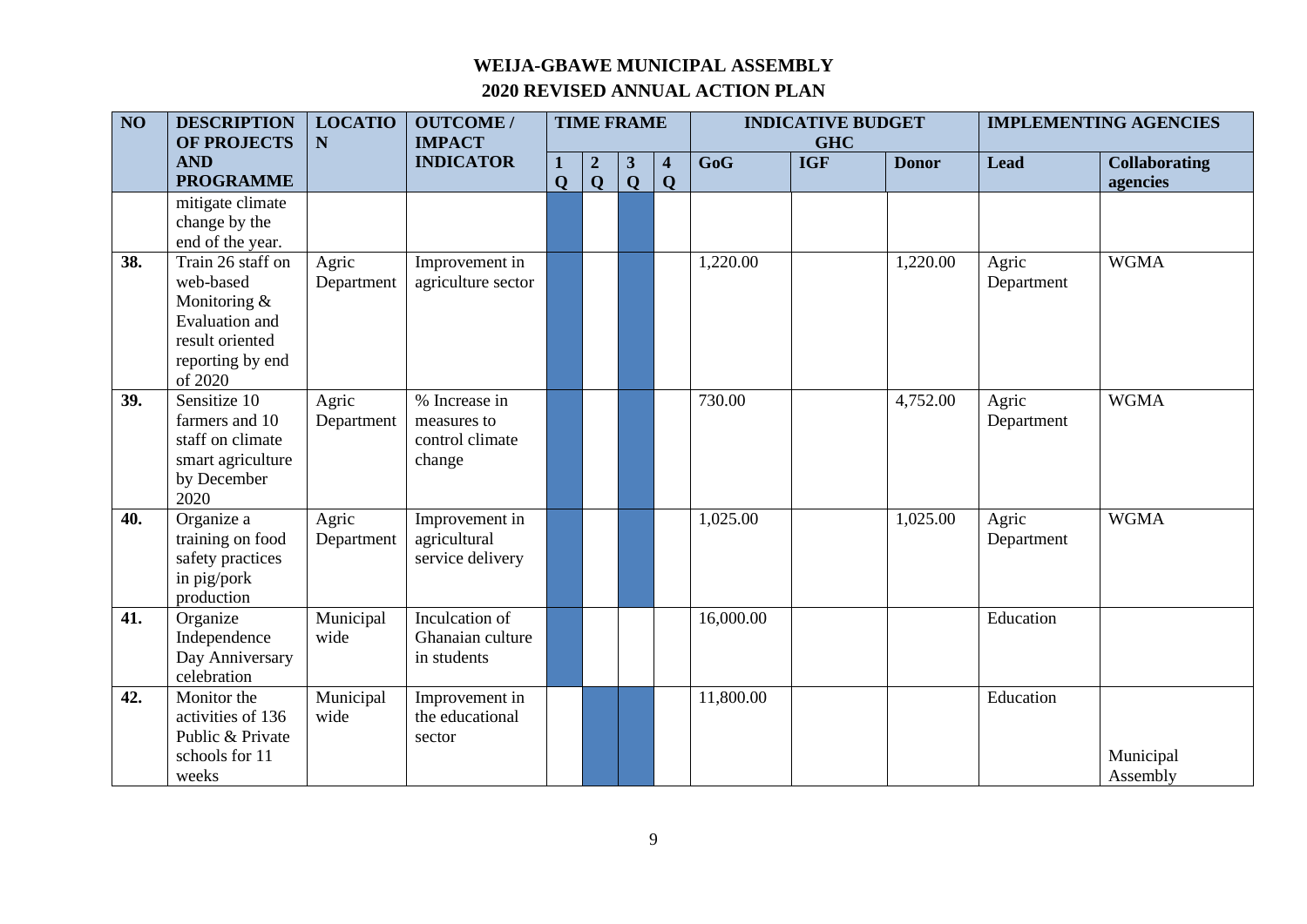# WEIJA-GBAWE MUNICIPAL ASSEMBLY

## 2020 REVISED ANNUAL ACTION PLAN

| NO | DESCRIPTION OF PROJECTS AND PROGRAMME | LOCATION | OUTCOME / IMPACT INDICATOR | TIME FRAME | | | | INDICATIVE BUDGET GHC | | | IMPLEMENTING AGENCIES | |
|---|---|---|---|---|---|---|---|---|---|---|---|---|
| | | | | 1 Q | 2 Q | 3 Q | 4 Q | GoG | IGF | Donor | Lead | Collaborating agencies |
| | mitigate climate change by the end of the year. | | | | | | | | | | | |
| 38. | Train 26 staff on web-based Monitoring & Evaluation and result oriented reporting by end of 2020 | Agric Department | Improvement in agriculture sector | | | | | 1,220.00 | | 1,220.00 | Agric Department | WGMA |
| 39. | Sensitize 10 farmers and 10 staff on climate smart agriculture by December 2020 | Agric Department | % Increase in measures to control climate change | | | | | 730.00 | | 4,752.00 | Agric Department | WGMA |
| 40. | Organize a training on food safety practices in pig/pork production | Agric Department | Improvement in agricultural service delivery | | | | | 1,025.00 | | 1,025.00 | Agric Department | WGMA |
| 41. | Organize Independence Day Anniversary celebration | Municipal wide | Inculcation of Ghanaian culture in students | | | | | 16,000.00 | | | Education | |
| 42. | Monitor the activities of 136 Public & Private schools for 11 weeks | Municipal wide | Improvement in the educational sector | | | | | 11,800.00 | | | Education | Municipal Assembly |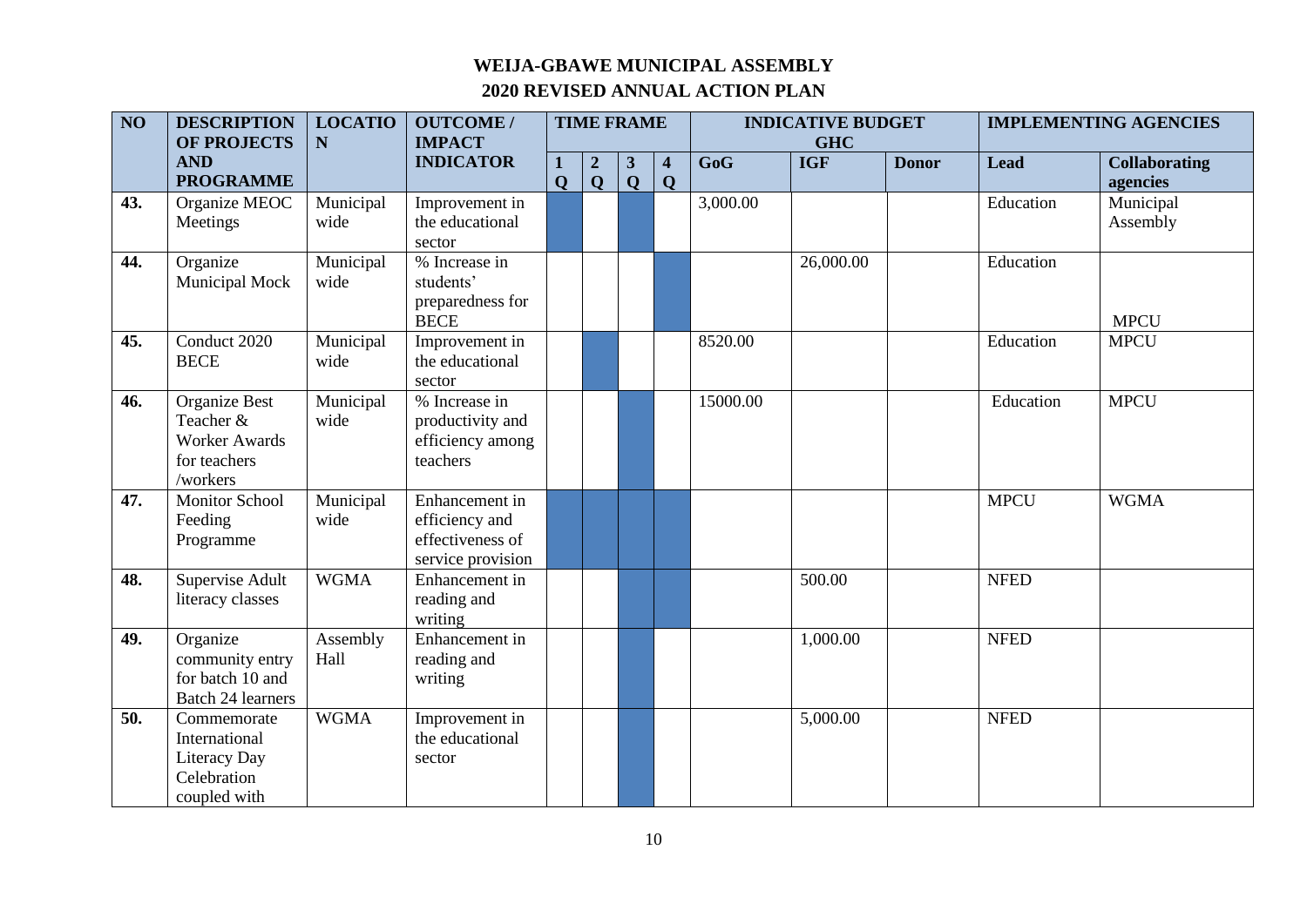# WEIJA-GBAWE MUNICIPAL ASSEMBLY

## 2020 REVISED ANNUAL ACTION PLAN

| NO | DESCRIPTION OF PROJECTS AND PROGRAMME | LOCATION | OUTCOME / IMPACT INDICATOR | TIME FRAME | | | | INDICATIVE BUDGET GHC | | | IMPLEMENTING AGENCIES | |
|---|---|---|---|---|---|---|---|---|---|---|---|---|
| | | | | 1 Q | 2 Q | 3 Q | 4 Q | GoG | IGF | Donor | Lead | Collaborating agencies |
| 43. | Organize MEOC Meetings | Municipal wide | Improvement in the educational sector | ■ | | ■ | | 3,000.00 | | | Education | Municipal Assembly |
| 44. | Organize Municipal Mock | Municipal wide | % Increase in students' preparedness for BECE | | | | ■ | | 26,000.00 | | Education | MPCU |
| 45. | Conduct 2020 BECE | Municipal wide | Improvement in the educational sector | | ■ | | | 8520.00 | | | Education | MPCU |
| 46. | Organize Best Teacher & Worker Awards for teachers /workers | Municipal wide | % Increase in productivity and efficiency among teachers | | | ■ | | 15000.00 | | | Education | MPCU |
| 47. | Monitor School Feeding Programme | Municipal wide | Enhancement in efficiency and effectiveness of service provision | ■ | ■ | ■ | ■ | | | | MPCU | WGMA |
| 48. | Supervise Adult literacy classes | WGMA | Enhancement in reading and writing | | | ■ | ■ | | 500.00 | | NFED | |
| 49. | Organize community entry for batch 10 and Batch 24 learners | Assembly Hall | Enhancement in reading and writing | | | ■ | | | 1,000.00 | | NFED | |
| 50. | Commemorate International Literacy Day Celebration coupled with | WGMA | Improvement in the educational sector | | | ■ | | | 5,000.00 | | NFED | |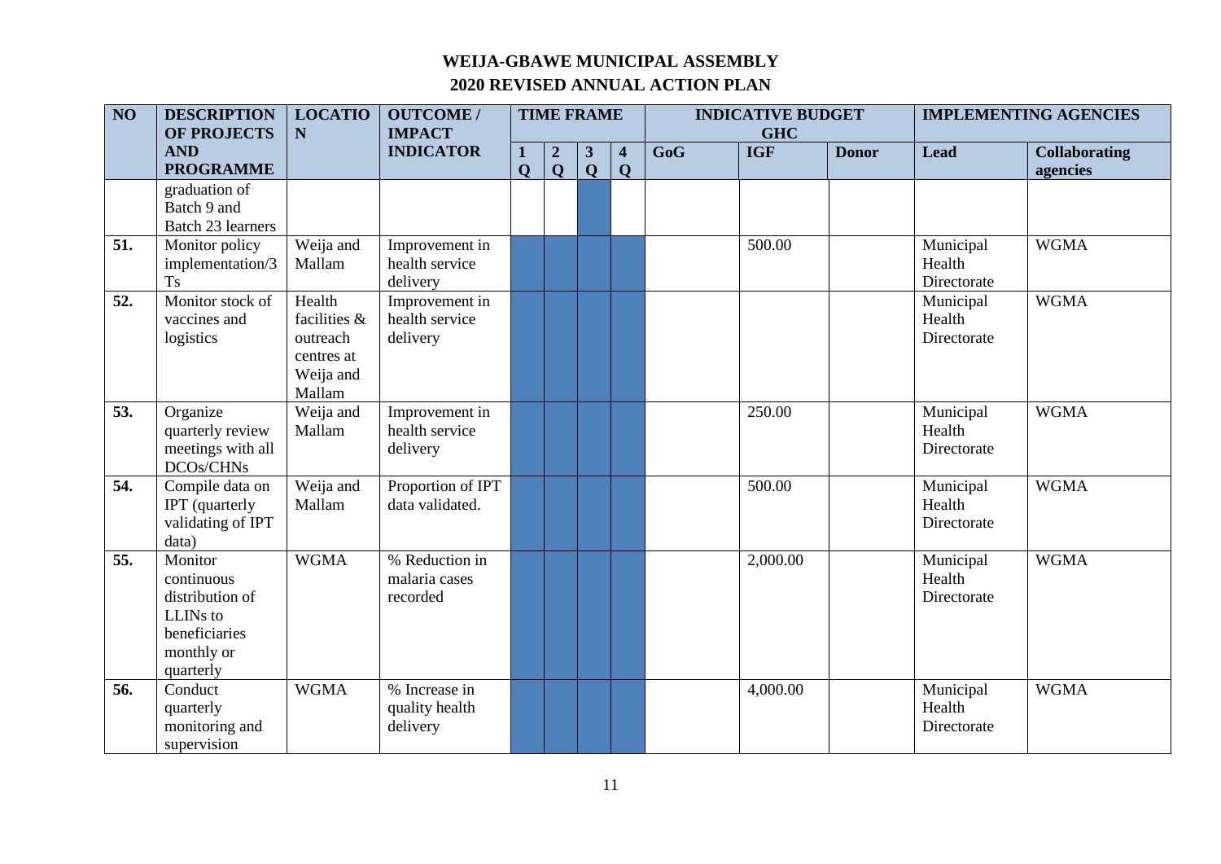# WEIJA-GBAWE MUNICIPAL ASSEMBLY

## 2020 REVISED ANNUAL ACTION PLAN

| NO | DESCRIPTION OF PROJECTS AND PROGRAMME | LOCATION | OUTCOME / IMPACT INDICATOR | TIME FRAME | | | | INDICATIVE BUDGET GHC | | | IMPLEMENTING AGENCIES | |
|---|---|---|---|---|---|---|---|---|---|---|---|---|
| | | | | 1 Q | 2 Q | 3 Q | 4 Q | GoG | IGF | Donor | Lead | Collaborating agencies |
| | graduation of Batch 9 and Batch 23 learners | | | | | | | | | | | |
| 51. | Monitor policy implementation/3 Ts | Weija and Mallam | Improvement in health service delivery | | | | | | 500.00 | | Municipal Health Directorate | WGMA |
| 52. | Monitor stock of vaccines and logistics | Health facilities & outreach centres at Weija and Mallam | Improvement in health service delivery | | | | | | | | Municipal Health Directorate | WGMA |
| 53. | Organize quarterly review meetings with all DCOs/CHNs | Weija and Mallam | Improvement in health service delivery | | | | | | 250.00 | | Municipal Health Directorate | WGMA |
| 54. | Compile data on IPT (quarterly validating of IPT data) | Weija and Mallam | Proportion of IPT data validated. | | | | | | 500.00 | | Municipal Health Directorate | WGMA |
| 55. | Monitor continuous distribution of LLINs to beneficiaries monthly or quarterly | WGMA | % Reduction in malaria cases recorded | | | | | | 2,000.00 | | Municipal Health Directorate | WGMA |
| 56. | Conduct quarterly monitoring and supervision | WGMA | % Increase in quality health delivery | | | | | | 4,000.00 | | Municipal Health Directorate | WGMA |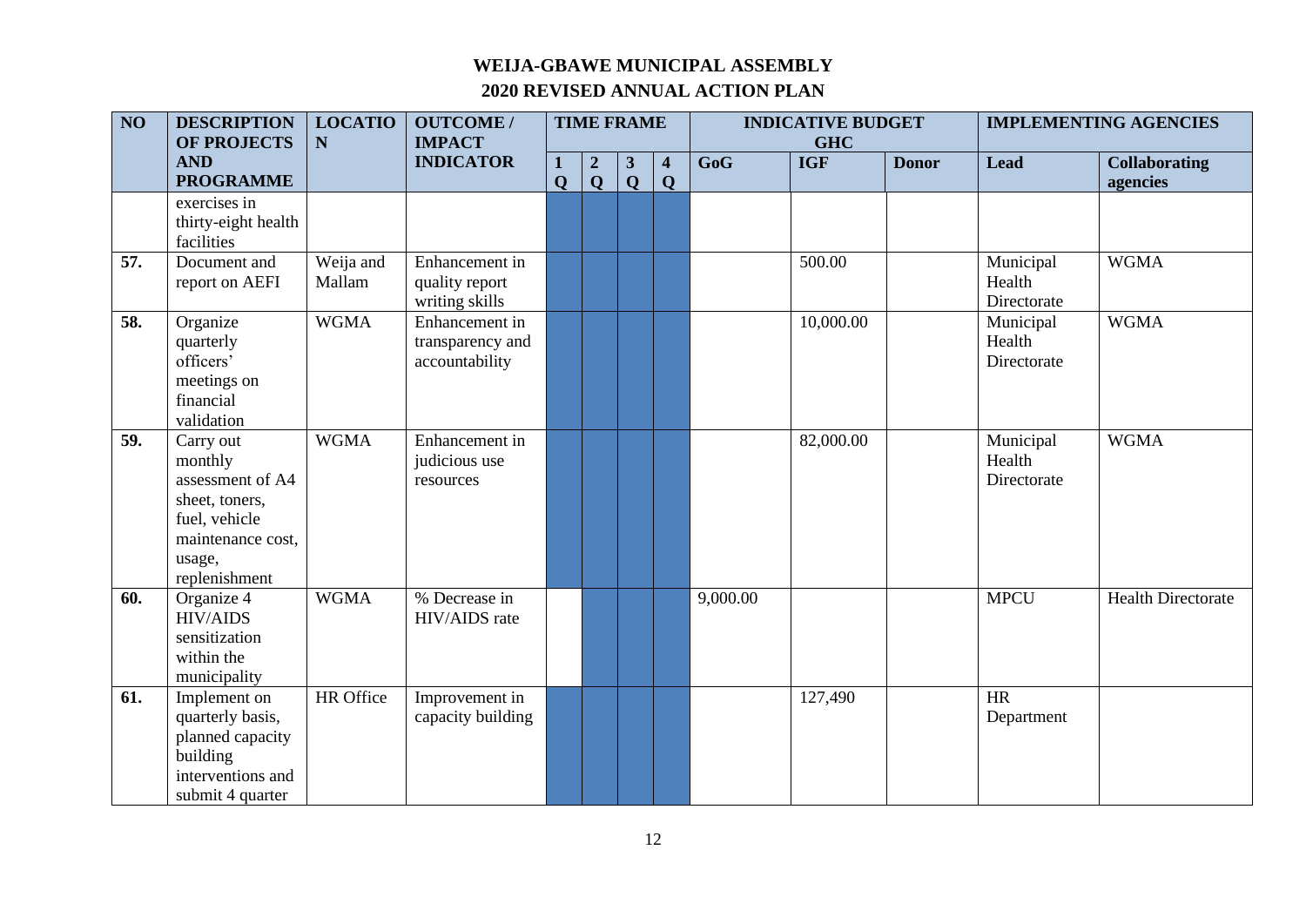# WEIJA-GBAWE MUNICIPAL ASSEMBLY

## 2020 REVISED ANNUAL ACTION PLAN

| NO | DESCRIPTION OF PROJECTS AND PROGRAMME | LOCATION | OUTCOME / IMPACT INDICATOR | TIME FRAME | | | | INDICATIVE BUDGET GHC | | | IMPLEMENTING AGENCIES | |
|---|---|---|---|---|---|---|---|---|---|---|---|---|
| | | | | 1 Q | 2 Q | 3 Q | 4 Q | GoG | IGF | Donor | Lead | Collaborating agencies |
| | exercises in thirty-eight health facilities | | | | | | | | | | | |
| 57. | Document and report on AEFI | Weija and Mallam | Enhancement in quality report writing skills | | | | | | 500.00 | | Municipal Health Directorate | WGMA |
| 58. | Organize quarterly officers' meetings on financial validation | WGMA | Enhancement in transparency and accountability | | | | | | 10,000.00 | | Municipal Health Directorate | WGMA |
| 59. | Carry out monthly assessment of A4 sheet, toners, fuel, vehicle maintenance cost, usage, replenishment | WGMA | Enhancement in judicious use resources | | | | | | 82,000.00 | | Municipal Health Directorate | WGMA |
| 60. | Organize 4 HIV/AIDS sensitization within the municipality | WGMA | % Decrease in HIV/AIDS rate | | | | | 9,000.00 | | | MPCU | Health Directorate |
| 61. | Implement on quarterly basis, planned capacity building interventions and submit 4 quarter | HR Office | Improvement in capacity building | | | | | | 127,490 | | HR Department | |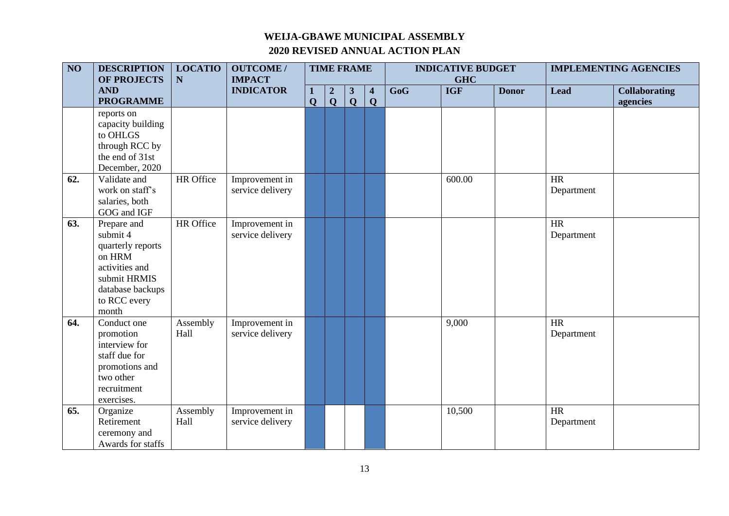# WEIJA-GBAWE MUNICIPAL ASSEMBLY

## 2020 REVISED ANNUAL ACTION PLAN

| NO | DESCRIPTION OF PROJECTS AND PROGRAMME | LOCATION | OUTCOME / IMPACT INDICATOR | TIME FRAME | | | | INDICATIVE BUDGET GHC | | | IMPLEMENTING AGENCIES | |
|---|---|---|---|---|---|---|---|---|---|---|---|---|
| | | | | 1 Q | 2 Q | 3 Q | 4 Q | GoG | IGF | Donor | Lead | Collaborating agencies |
| | reports on capacity building to OHLGS through RCC by the end of 31st December, 2020 | | | | | | | | | | | |
| 62. | Validate and work on staff's salaries, both GOG and IGF | HR Office | Improvement in service delivery | | | | | | 600.00 | | HR Department | |
| 63. | Prepare and submit 4 quarterly reports on HRM activities and submit HRMIS database backups to RCC every month | HR Office | Improvement in service delivery | | | | | | | | HR Department | |
| 64. | Conduct one promotion interview for staff due for promotions and two other recruitment exercises. | Assembly Hall | Improvement in service delivery | | | | | | 9,000 | | HR Department | |
| 65. | Organize Retirement ceremony and Awards for staffs | Assembly Hall | Improvement in service delivery | | | | | | 10,500 | | HR Department | |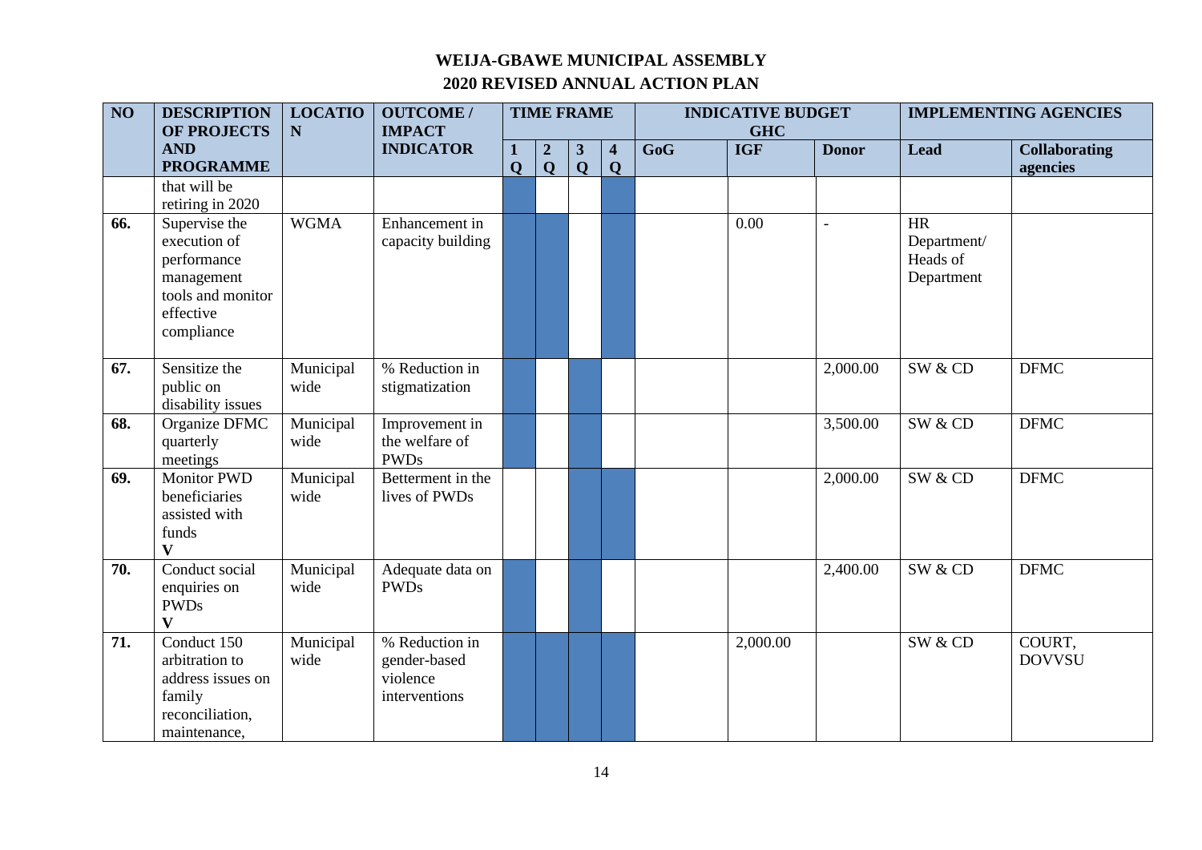# WEIJA-GBAWE MUNICIPAL ASSEMBLY

## 2020 REVISED ANNUAL ACTION PLAN

| NO | DESCRIPTION OF PROJECTS AND PROGRAMME | LOCATION | OUTCOME / IMPACT INDICATOR | TIME FRAME | | | | INDICATIVE BUDGET GHC | | | IMPLEMENTING AGENCIES | |
|---|---|---|---|---|---|---|---|---|---|---|---|---|
| | | | | 1 Q | 2 Q | 3 Q | 4 Q | GoG | IGF | Donor | Lead | Collaborating agencies |
| | that will be retiring in 2020 | | | | | | | | | | | |
| 66. | Supervise the execution of performance management tools and monitor effective compliance | WGMA | Enhancement in capacity building | | | | | | 0.00 | - | HR Department/ Heads of Department | |
| 67. | Sensitize the public on disability issues | Municipal wide | % Reduction in stigmatization | | | | | | | 2,000.00 | SW & CD | DFMC |
| 68. | Organize DFMC quarterly meetings | Municipal wide | Improvement in the welfare of PWDs | | | | | | | 3,500.00 | SW & CD | DFMC |
| 69. | Monitor PWD beneficiaries assisted with funds V | Municipal wide | Betterment in the lives of PWDs | | | | | | | 2,000.00 | SW & CD | DFMC |
| 70. | Conduct social enquiries on PWDs V | Municipal wide | Adequate data on PWDs | | | | | | | 2,400.00 | SW & CD | DFMC |
| 71. | Conduct 150 arbitration to address issues on family reconciliation, maintenance, | Municipal wide | % Reduction in gender-based violence interventions | | | | | | 2,000.00 | | SW & CD | COURT, DOVVSU |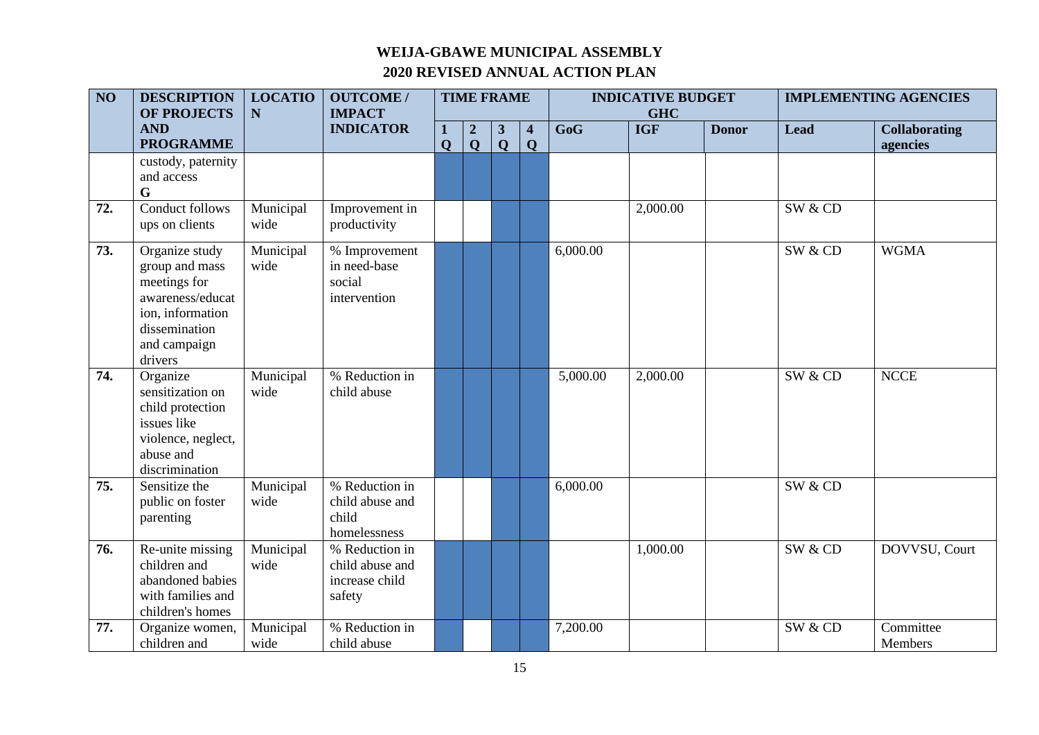# WEIJA-GBAWE MUNICIPAL ASSEMBLY

## 2020 REVISED ANNUAL ACTION PLAN

| NO | DESCRIPTION OF PROJECTS AND PROGRAMME | LOCATION | OUTCOME / IMPACT INDICATOR | TIME FRAME | | | | INDICATIVE BUDGET GHC | | | IMPLEMENTING AGENCIES | |
|---|---|---|---|---|---|---|---|---|---|---|---|---|
| | | | | 1 Q | 2 Q | 3 Q | 4 Q | GoG | IGF | Donor | Lead | Collaborating agencies |
| | custody, paternity and access G | | | | | | | | | | | |
| 72. | Conduct follows ups on clients | Municipal wide | Improvement in productivity | | | | | | 2,000.00 | | SW & CD | |
| 73. | Organize study group and mass meetings for awareness/education, information dissemination and campaign drivers | Municipal wide | % Improvement in need-base social intervention | | | | | 6,000.00 | | | SW & CD | WGMA |
| 74. | Organize sensitization on child protection issues like violence, neglect, abuse and discrimination | Municipal wide | % Reduction in child abuse | | | | | 5,000.00 | 2,000.00 | | SW & CD | NCCE |
| 75. | Sensitize the public on foster parenting | Municipal wide | % Reduction in child abuse and child homelessness | | | | | 6,000.00 | | | SW & CD | |
| 76. | Re-unite missing children and abandoned babies with families and children's homes | Municipal wide | % Reduction in child abuse and increase child safety | | | | | | 1,000.00 | | SW & CD | DOVVSU, Court |
| 77. | Organize women, children and | Municipal wide | % Reduction in child abuse | | | | | 7,200.00 | | | SW & CD | Committee Members |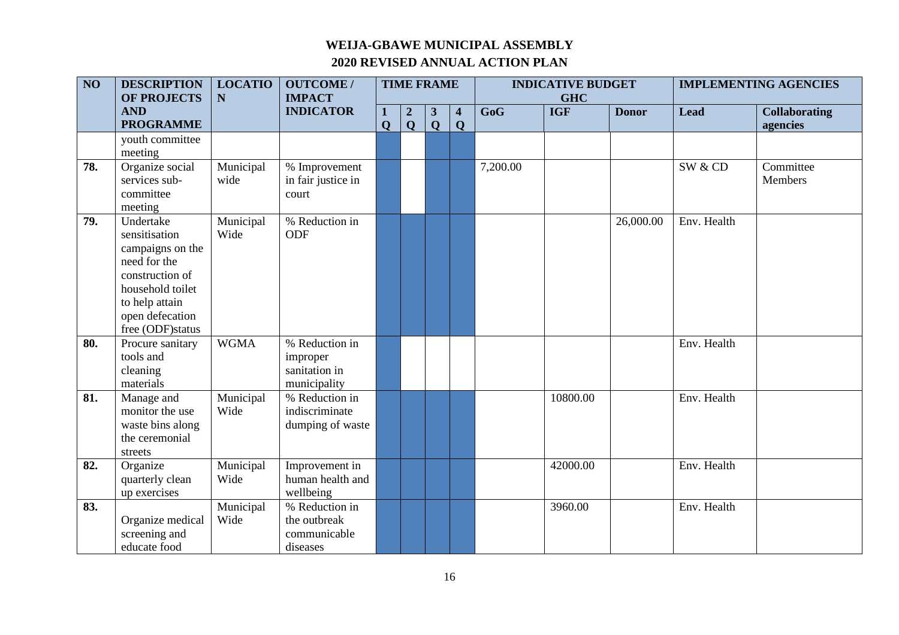# WEIJA-GBAWE MUNICIPAL ASSEMBLY

## 2020 REVISED ANNUAL ACTION PLAN

| NO | DESCRIPTION OF PROJECTS AND PROGRAMME | LOCATION | OUTCOME / IMPACT INDICATOR | TIME FRAME | | | | INDICATIVE BUDGET GHC | | | IMPLEMENTING AGENCIES | |
|---|---|---|---|---|---|---|---|---|---|---|---|---|
| | | | | 1 Q | 2 Q | 3 Q | 4 Q | GoG | IGF | Donor | Lead | Collaborating agencies |
| | youth committee meeting | | | | | | | | | | | |
| 78. | Organize social services sub-committee meeting | Municipal wide | % Improvement in fair justice in court | | | | | 7,200.00 | | | SW & CD | Committee Members |
| 79. | Undertake sensitisation campaigns on the need for the construction of household toilet to help attain open defecation free (ODF)status | Municipal Wide | % Reduction in ODF | | | | | | | 26,000.00 | Env. Health | |
| 80. | Procure sanitary tools and cleaning materials | WGMA | % Reduction in improper sanitation in municipality | | | | | | | | Env. Health | |
| 81. | Manage and monitor the use waste bins along the ceremonial streets | Municipal Wide | % Reduction in indiscriminate dumping of waste | | | | | | 10800.00 | | Env. Health | |
| 82. | Organize quarterly clean up exercises | Municipal Wide | Improvement in human health and wellbeing | | | | | | 42000.00 | | Env. Health | |
| 83. | Organize medical screening and educate food | Municipal Wide | % Reduction in the outbreak communicable diseases | | | | | | 3960.00 | | Env. Health | |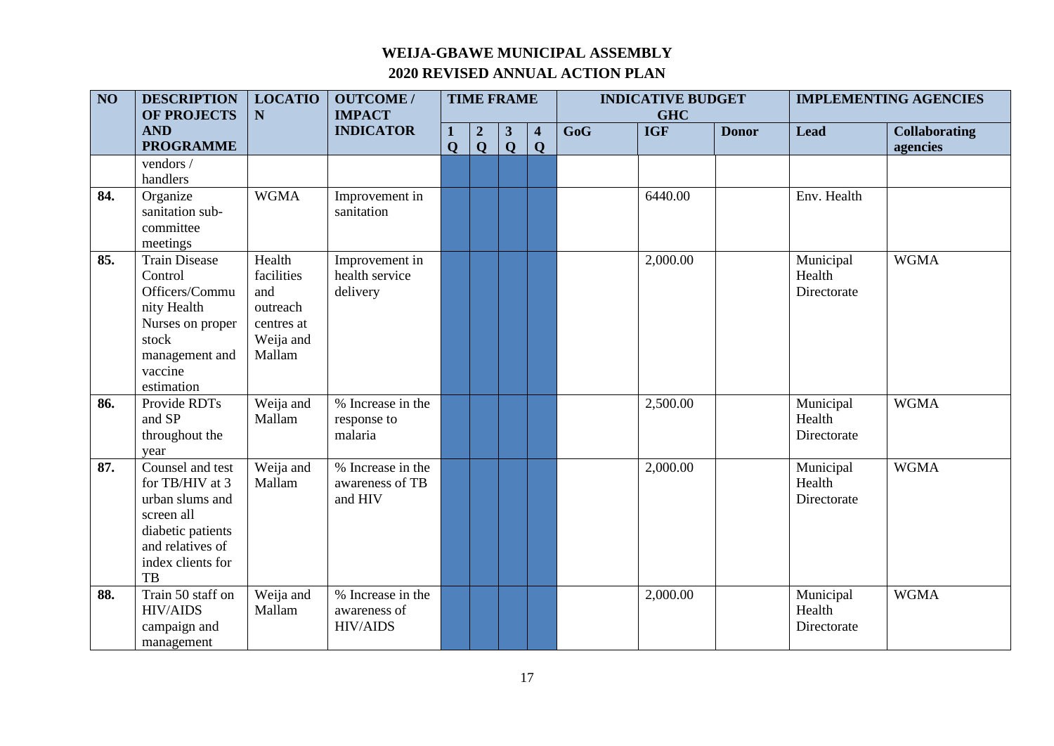# WEIJA-GBAWE MUNICIPAL ASSEMBLY

## 2020 REVISED ANNUAL ACTION PLAN

| NO | DESCRIPTION OF PROJECTS AND PROGRAMME | LOCATION | OUTCOME / IMPACT INDICATOR | TIME FRAME | | | | INDICATIVE BUDGET GHC | | | IMPLEMENTING AGENCIES | |
|---|---|---|---|---|---|---|---|---|---|---|---|---|
| | | | | 1 Q | 2 Q | 3 Q | 4 Q | GoG | IGF | Donor | Lead | Collaborating agencies |
| | vendors / handlers | | | | | | | | | | | |
| 84. | Organize sanitation sub-committee meetings | WGMA | Improvement in sanitation | | | | | | 6440.00 | | Env. Health | |
| 85. | Train Disease Control Officers/Community Health Nurses on proper stock management and vaccine estimation | Health facilities and outreach centres at Weija and Mallam | Improvement in health service delivery | | | | | | 2,000.00 | | Municipal Health Directorate | WGMA |
| 86. | Provide RDTs and SP throughout the year | Weija and Mallam | % Increase in the response to malaria | | | | | | 2,500.00 | | Municipal Health Directorate | WGMA |
| 87. | Counsel and test for TB/HIV at 3 urban slums and screen all diabetic patients and relatives of index clients for TB | Weija and Mallam | % Increase in the awareness of TB and HIV | | | | | | 2,000.00 | | Municipal Health Directorate | WGMA |
| 88. | Train 50 staff on HIV/AIDS campaign and management | Weija and Mallam | % Increase in the awareness of HIV/AIDS | | | | | | 2,000.00 | | Municipal Health Directorate | WGMA |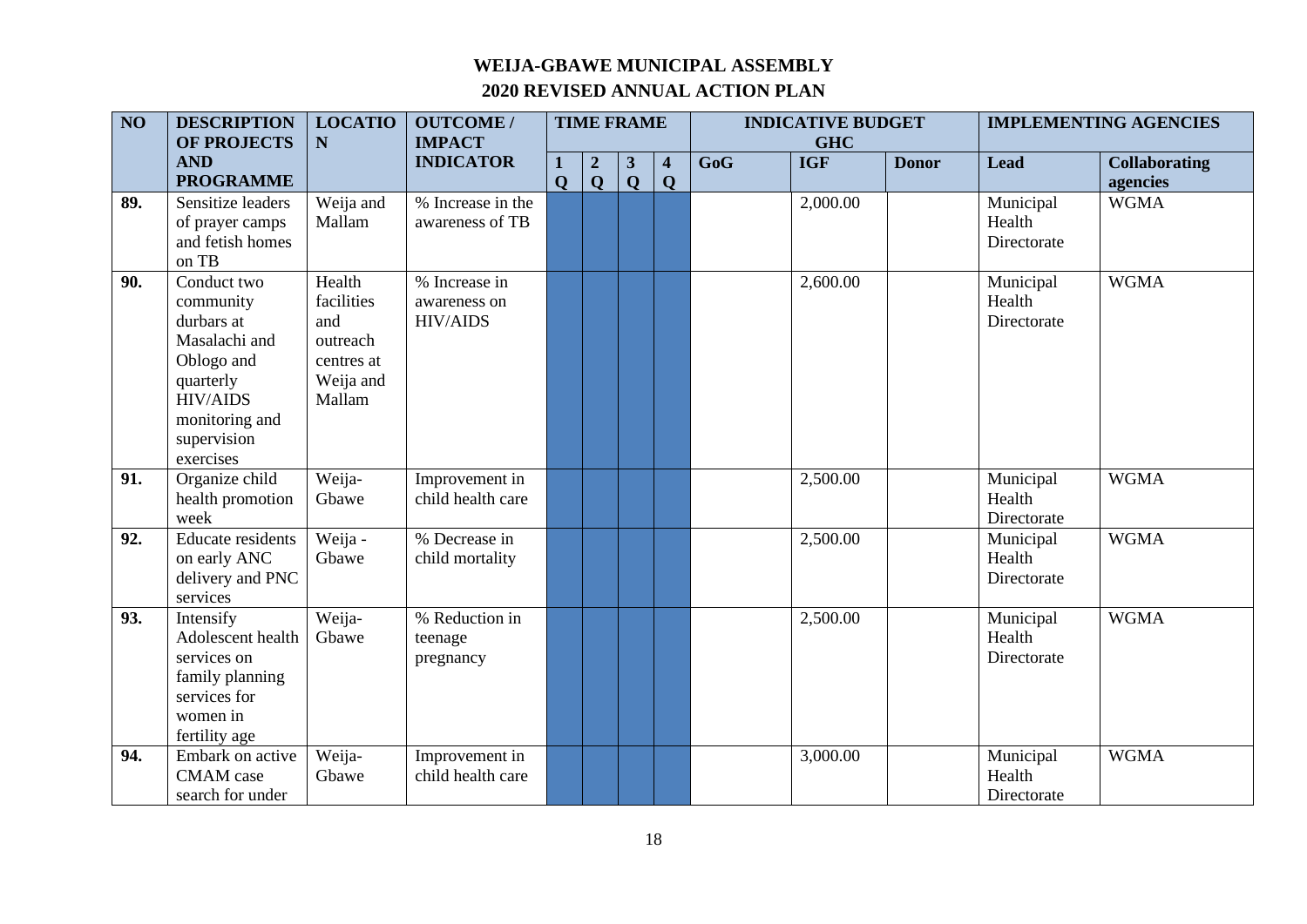# WEIJA-GBAWE MUNICIPAL ASSEMBLY

## 2020 REVISED ANNUAL ACTION PLAN

| NO | DESCRIPTION OF PROJECTS AND PROGRAMME | LOCATION | OUTCOME / IMPACT INDICATOR | TIME FRAME | | | | INDICATIVE BUDGET GHC | | | IMPLEMENTING AGENCIES | |
|---|---|---|---|---|---|---|---|---|---|---|---|---|
| | | | | 1 Q | 2 Q | 3 Q | 4 Q | GoG | IGF | Donor | Lead | Collaborating agencies |
| 89. | Sensitize leaders of prayer camps and fetish homes on TB | Weija and Mallam | % Increase in the awareness of TB | | | | | | 2,000.00 | | Municipal Health Directorate | WGMA |
| 90. | Conduct two community durbars at Masalachi and Oblogo and quarterly HIV/AIDS monitoring and supervision exercises | Health facilities and outreach centres at Weija and Mallam | % Increase in awareness on HIV/AIDS | | | | | | 2,600.00 | | Municipal Health Directorate | WGMA |
| 91. | Organize child health promotion week | Weija-Gbawe | Improvement in child health care | | | | | | 2,500.00 | | Municipal Health Directorate | WGMA |
| 92. | Educate residents on early ANC delivery and PNC services | Weija - Gbawe | % Decrease in child mortality | | | | | | 2,500.00 | | Municipal Health Directorate | WGMA |
| 93. | Intensify Adolescent health services on family planning services for women in fertility age | Weija-Gbawe | % Reduction in teenage pregnancy | | | | | | 2,500.00 | | Municipal Health Directorate | WGMA |
| 94. | Embark on active CMAM case search for under | Weija-Gbawe | Improvement in child health care | | | | | | 3,000.00 | | Municipal Health Directorate | WGMA |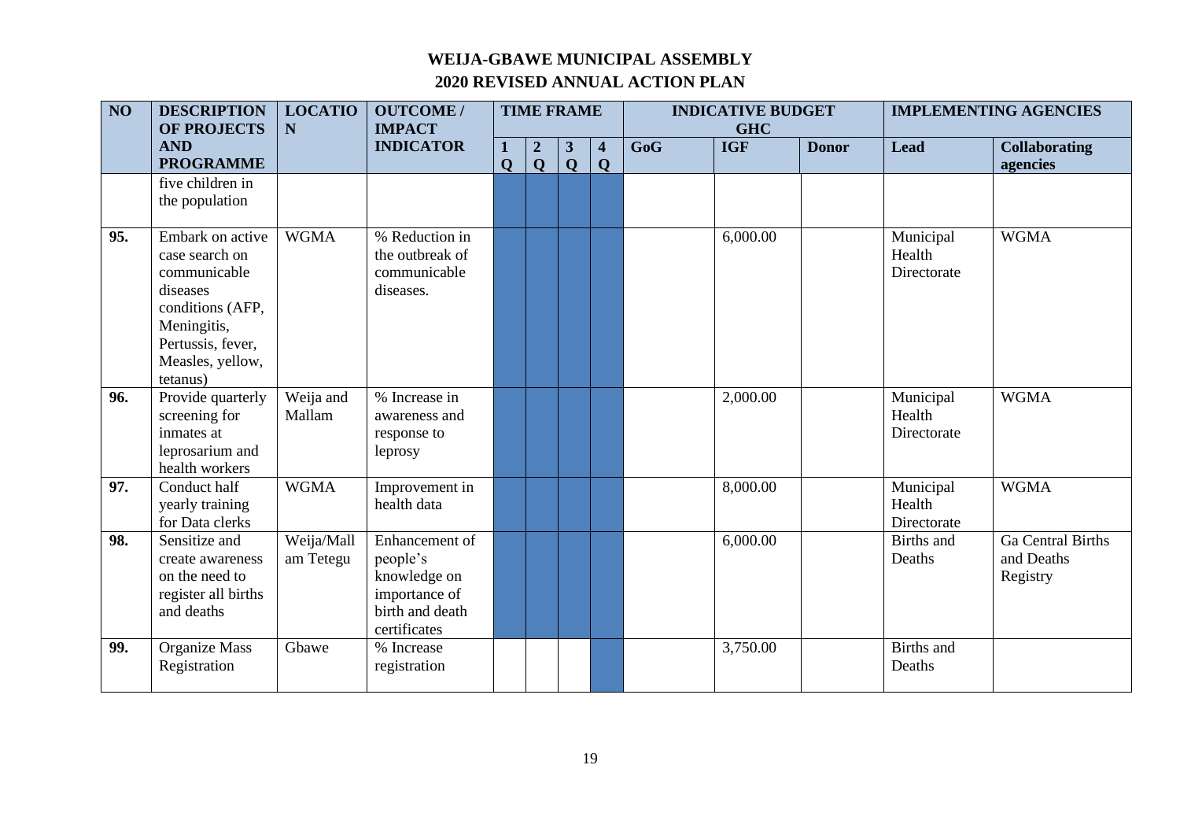# WEIJA-GBAWE MUNICIPAL ASSEMBLY

## 2020 REVISED ANNUAL ACTION PLAN

| NO | DESCRIPTION OF PROJECTS AND PROGRAMME | LOCATION | OUTCOME / IMPACT INDICATOR | TIME FRAME | | | | INDICATIVE BUDGET GHC | | | IMPLEMENTING AGENCIES | |
|---|---|---|---|---|---|---|---|---|---|---|---|---|
| | | | | 1 Q | 2 Q | 3 Q | 4 Q | GoG | IGF | Donor | Lead | Collaborating agencies |
| | five children in the population | | | | | | | | | | | |
| 95. | Embark on active case search on communicable diseases conditions (AFP, Meningitis, Pertussis, fever, Measles, yellow, tetanus) | WGMA | % Reduction in the outbreak of communicable diseases. | | | | | | 6,000.00 | | Municipal Health Directorate | WGMA |
| 96. | Provide quarterly screening for inmates at leprosarium and health workers | Weija and Mallam | % Increase in awareness and response to leprosy | | | | | | 2,000.00 | | Municipal Health Directorate | WGMA |
| 97. | Conduct half yearly training for Data clerks | WGMA | Improvement in health data | | | | | | 8,000.00 | | Municipal Health Directorate | WGMA |
| 98. | Sensitize and create awareness on the need to register all births and deaths | Weija/Mallam Tetegu | Enhancement of people's knowledge on importance of birth and death certificates | | | | | | 6,000.00 | | Births and Deaths | Ga Central Births and Deaths Registry |
| 99. | Organize Mass Registration | Gbawe | % Increase registration | | | | | | 3,750.00 | | Births and Deaths | |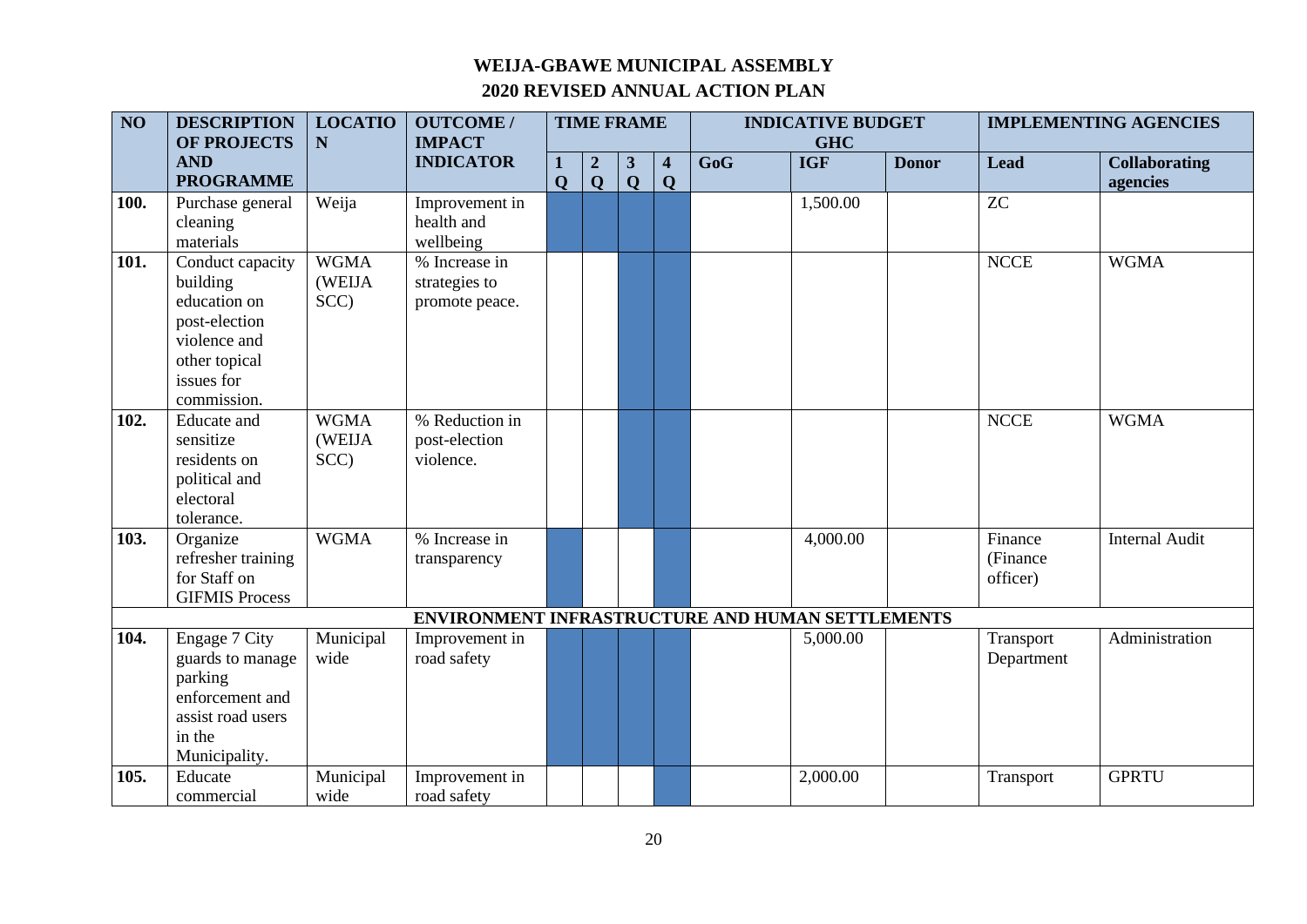# WEIJA-GBAWE MUNICIPAL ASSEMBLY

## 2020 REVISED ANNUAL ACTION PLAN

| NO | DESCRIPTION OF PROJECTS AND PROGRAMME | LOCATION | OUTCOME / IMPACT INDICATOR | TIME FRAME | | | | INDICATIVE BUDGET GHC | | | IMPLEMENTING AGENCIES | |
|---|---|---|---|---|---|---|---|---|---|---|---|---|
| | | | | 1 Q | 2 Q | 3 Q | 4 Q | GoG | IGF | Donor | Lead | Collaborating agencies |
| 100. | Purchase general cleaning materials | Weija | Improvement in health and wellbeing | ■ | ■ | ■ | ■ | | 1,500.00 | | ZC | |
| 101. | Conduct capacity building education on post-election violence and other topical issues for commission. | WGMA (WEIJA SCC) | % Increase in strategies to promote peace. | | | ■ | ■ | | | | NCCE | WGMA |
| 102. | Educate and sensitize residents on political and electoral tolerance. | WGMA (WEIJA SCC) | % Reduction in post-election violence. | | | ■ | ■ | | | | NCCE | WGMA |
| 103. | Organize refresher training for Staff on GIFMIS Process | WGMA | % Increase in transparency | ■ | | | ■ | | 4,000.00 | | Finance (Finance officer) | Internal Audit |
| **ENVIRONMENT INFRASTRUCTURE AND HUMAN SETTLEMENTS** | | | | | | | | | | | | |
| 104. | Engage 7 City guards to manage parking enforcement and assist road users in the Municipality. | Municipal wide | Improvement in road safety | ■ | ■ | ■ | ■ | | 5,000.00 | | Transport Department | Administration |
| 105. | Educate commercial | Municipal wide | Improvement in road safety | | | | ■ | | 2,000.00 | | Transport | GPRTU |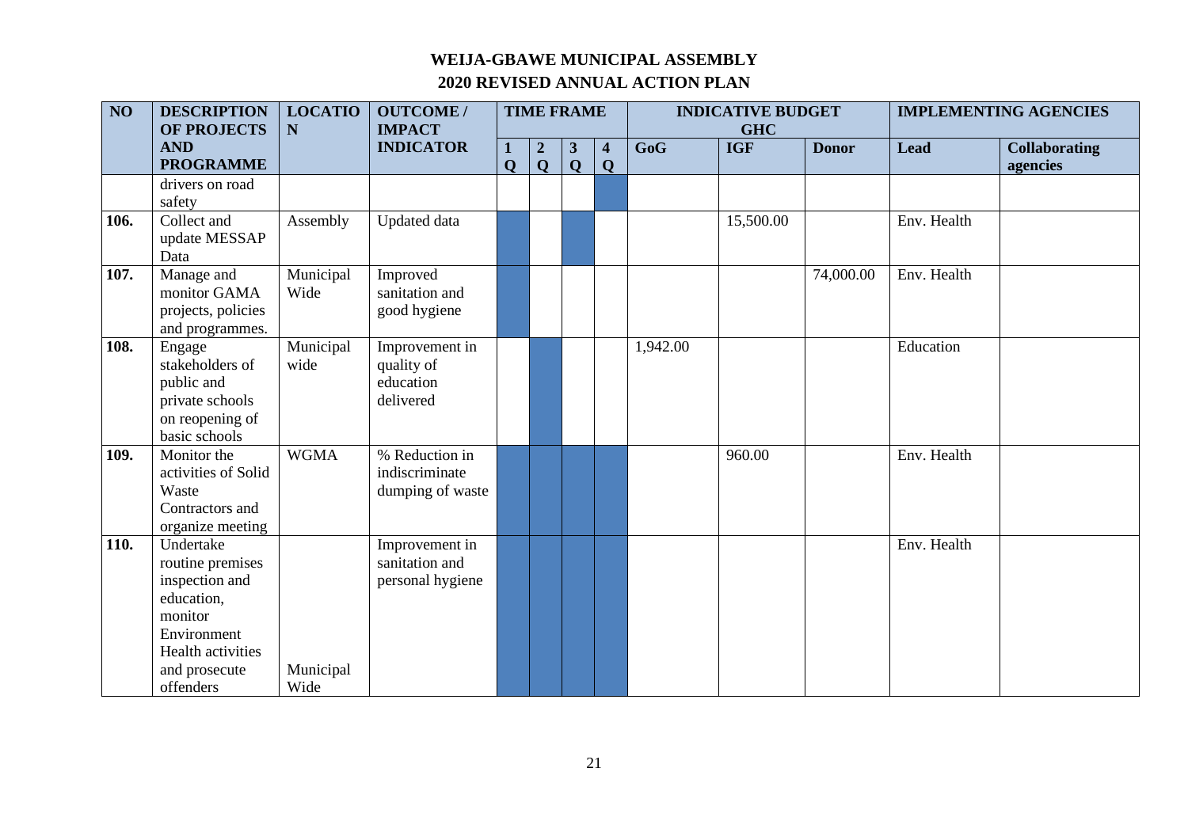# WEIJA-GBAWE MUNICIPAL ASSEMBLY

## 2020 REVISED ANNUAL ACTION PLAN

| NO | DESCRIPTION OF PROJECTS AND PROGRAMME | LOCATION | OUTCOME / IMPACT INDICATOR | TIME FRAME | | | | INDICATIVE BUDGET GHC | | | IMPLEMENTING AGENCIES | |
|---|---|---|---|---|---|---|---|---|---|---|---|---|
| | | | | 1 Q | 2 Q | 3 Q | 4 Q | GoG | IGF | Donor | Lead | Collaborating agencies |
| | drivers on road safety | | | | | | ■ | | | | | |
| 106. | Collect and update MESSAP Data | Assembly | Updated data | ■ | | ■ | | | 15,500.00 | | Env. Health | |
| 107. | Manage and monitor GAMA projects, policies and programmes. | Municipal Wide | Improved sanitation and good hygiene | ■ | | | | | | 74,000.00 | Env. Health | |
| 108. | Engage stakeholders of public and private schools on reopening of basic schools | Municipal wide | Improvement in quality of education delivered | | ■ | | | 1,942.00 | | | Education | |
| 109. | Monitor the activities of Solid Waste Contractors and organize meeting | WGMA | % Reduction in indiscriminate dumping of waste | ■ | ■ | ■ | ■ | | 960.00 | | Env. Health | |
| 110. | Undertake routine premises inspection and education, monitor Environment Health activities and prosecute offenders | Municipal Wide | Improvement in sanitation and personal hygiene | ■ | ■ | ■ | ■ | | | | Env. Health | |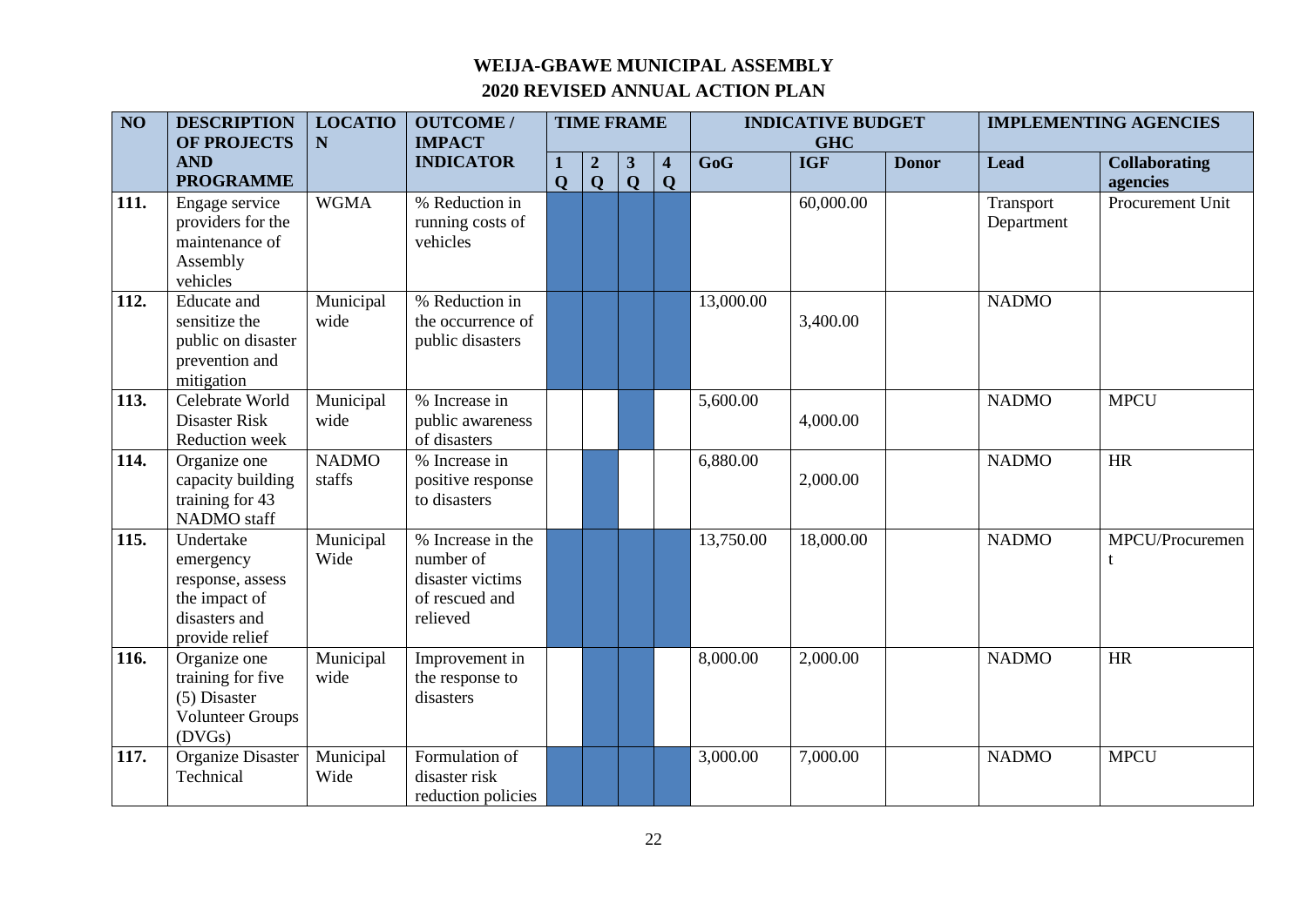# WEIJA-GBAWE MUNICIPAL ASSEMBLY
## 2020 REVISED ANNUAL ACTION PLAN

| NO | DESCRIPTION OF PROJECTS AND PROGRAMME | LOCATION | OUTCOME / IMPACT INDICATOR | TIME FRAME | | | | INDICATIVE BUDGET GHC | | | IMPLEMENTING AGENCIES | |
|---|---|---|---|---|---|---|---|---|---|---|---|---|
| | | | | 1 Q | 2 Q | 3 Q | 4 Q | GoG | IGF | Donor | Lead | Collaborating agencies |
| 111. | Engage service providers for the maintenance of Assembly vehicles | WGMA | % Reduction in running costs of vehicles | ■ | ■ | ■ | ■ | | 60,000.00 | | Transport Department | Procurement Unit |
| 112. | Educate and sensitize the public on disaster prevention and mitigation | Municipal wide | % Reduction in the occurrence of public disasters | ■ | ■ | ■ | ■ | 13,000.00 | 3,400.00 | | NADMO | |
| 113. | Celebrate World Disaster Risk Reduction week | Municipal wide | % Increase in public awareness of disasters | | | ■ | | 5,600.00 | 4,000.00 | | NADMO | MPCU |
| 114. | Organize one capacity building training for 43 NADMO staff | NADMO staffs | % Increase in positive response to disasters | | ■ | | | 6,880.00 | 2,000.00 | | NADMO | HR |
| 115. | Undertake emergency response, assess the impact of disasters and provide relief | Municipal Wide | % Increase in the number of disaster victims of rescued and relieved | ■ | ■ | ■ | ■ | 13,750.00 | 18,000.00 | | NADMO | MPCU/Procurement |
| 116. | Organize one training for five (5) Disaster Volunteer Groups (DVGs) | Municipal wide | Improvement in the response to disasters | | ■ | ■ | | 8,000.00 | 2,000.00 | | NADMO | HR |
| 117. | Organize Disaster Technical | Municipal Wide | Formulation of disaster risk reduction policies | ■ | ■ | ■ | ■ | 3,000.00 | 7,000.00 | | NADMO | MPCU |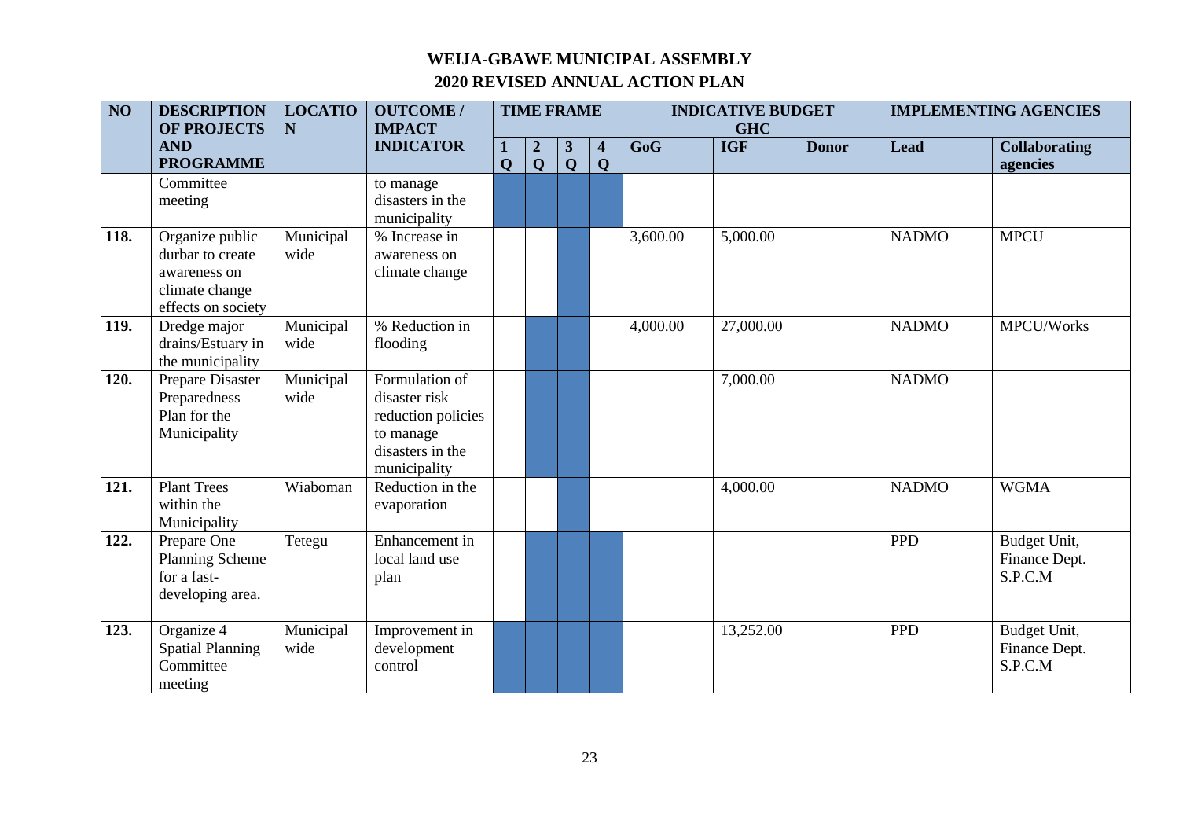# WEIJA-GBAWE MUNICIPAL ASSEMBLY

## 2020 REVISED ANNUAL ACTION PLAN

| NO | DESCRIPTION OF PROJECTS AND PROGRAMME | LOCATION | OUTCOME / IMPACT INDICATOR | TIME FRAME | | | | INDICATIVE BUDGET GHC | | | IMPLEMENTING AGENCIES | |
|---|---|---|---|---|---|---|---|---|---|---|---|---|
| | | | | 1 Q | 2 Q | 3 Q | 4 Q | GoG | IGF | Donor | Lead | Collaborating agencies |
| | Committee meeting | | to manage disasters in the municipality | ■ | ■ | ■ | ■ | | | | | |
| 118. | Organize public durbar to create awareness on climate change effects on society | Municipal wide | % Increase in awareness on climate change | | | ■ | | 3,600.00 | 5,000.00 | | NADMO | MPCU |
| 119. | Dredge major drains/Estuary in the municipality | Municipal wide | % Reduction in flooding | | ■ | ■ | | 4,000.00 | 27,000.00 | | NADMO | MPCU/Works |
| 120. | Prepare Disaster Preparedness Plan for the Municipality | Municipal wide | Formulation of disaster risk reduction policies to manage disasters in the municipality | | ■ | ■ | | | 7,000.00 | | NADMO | |
| 121. | Plant Trees within the Municipality | Wiaboman | Reduction in the evaporation | | | ■ | | | 4,000.00 | | NADMO | WGMA |
| 122. | Prepare One Planning Scheme for a fast-developing area. | Tetegu | Enhancement in local land use plan | | ■ | ■ | ■ | | | | PPD | Budget Unit, Finance Dept. S.P.C.M |
| 123. | Organize 4 Spatial Planning Committee meeting | Municipal wide | Improvement in development control | ■ | ■ | ■ | ■ | | 13,252.00 | | PPD | Budget Unit, Finance Dept. S.P.C.M |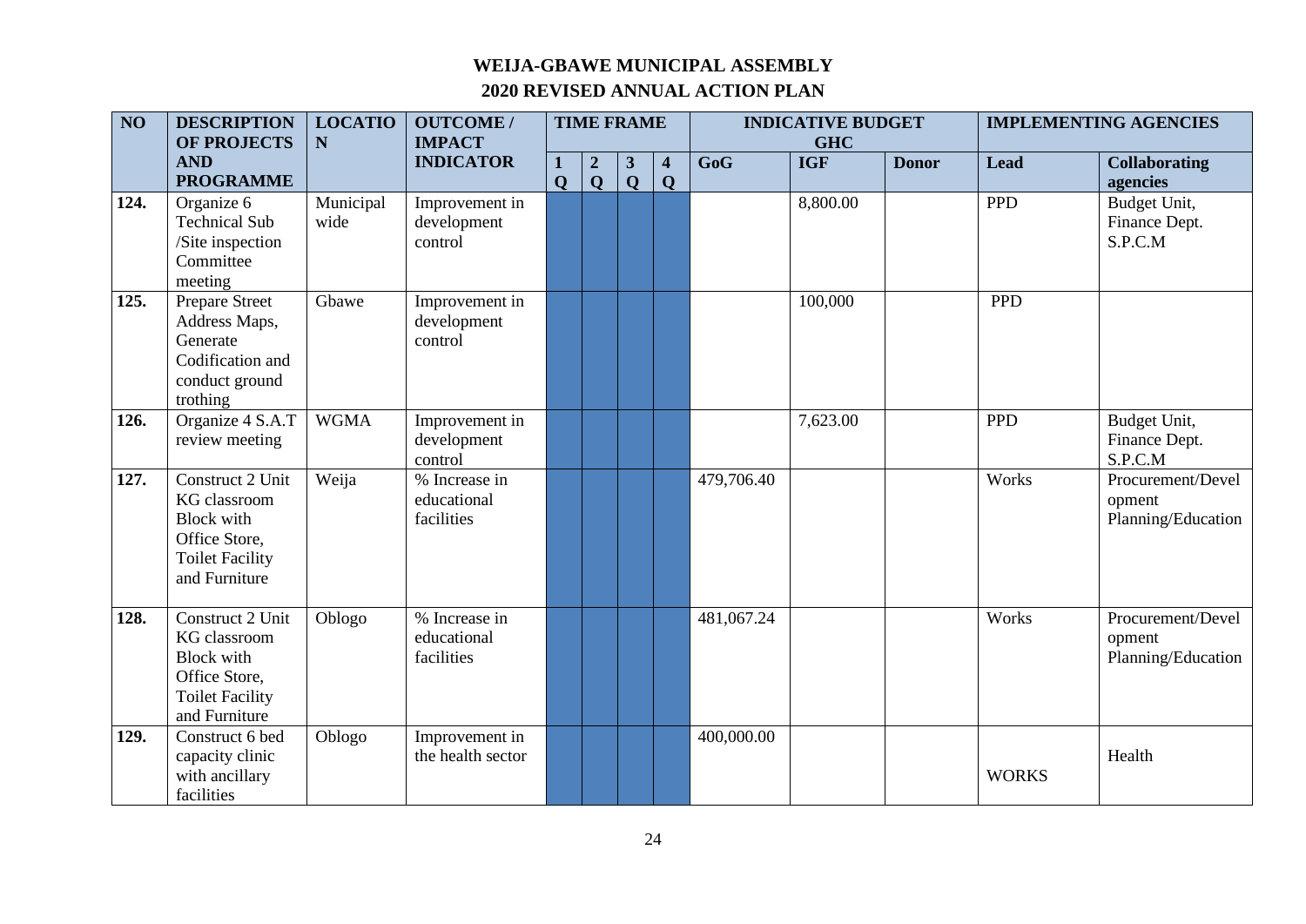# WEIJA-GBAWE MUNICIPAL ASSEMBLY

## 2020 REVISED ANNUAL ACTION PLAN

| NO | DESCRIPTION OF PROJECTS AND PROGRAMME | LOCATION | OUTCOME / IMPACT INDICATOR | TIME FRAME | | | | INDICATIVE BUDGET GHC | | | IMPLEMENTING AGENCIES | |
|---|---|---|---|---|---|---|---|---|---|---|---|---|
| | | | | 1 Q | 2 Q | 3 Q | 4 Q | GoG | IGF | Donor | Lead | Collaborating agencies |
| 124. | Organize 6 Technical Sub /Site inspection Committee meeting | Municipal wide | Improvement in development control | | | | | | 8,800.00 | | PPD | Budget Unit, Finance Dept. S.P.C.M |
| 125. | Prepare Street Address Maps, Generate Codification and conduct ground trothing | Gbawe | Improvement in development control | | | | | | 100,000 | | PPD | |
| 126. | Organize 4 S.A.T review meeting | WGMA | Improvement in development control | | | | | | 7,623.00 | | PPD | Budget Unit, Finance Dept. S.P.C.M |
| 127. | Construct 2 Unit KG classroom Block with Office Store, Toilet Facility and Furniture | Weija | % Increase in educational facilities | | | | | 479,706.40 | | | Works | Procurement/Development Planning/Education |
| 128. | Construct 2 Unit KG classroom Block with Office Store, Toilet Facility and Furniture | Oblogo | % Increase in educational facilities | | | | | 481,067.24 | | | Works | Procurement/Development Planning/Education |
| 129. | Construct 6 bed capacity clinic with ancillary facilities | Oblogo | Improvement in the health sector | | | | | 400,000.00 | | | WORKS | Health |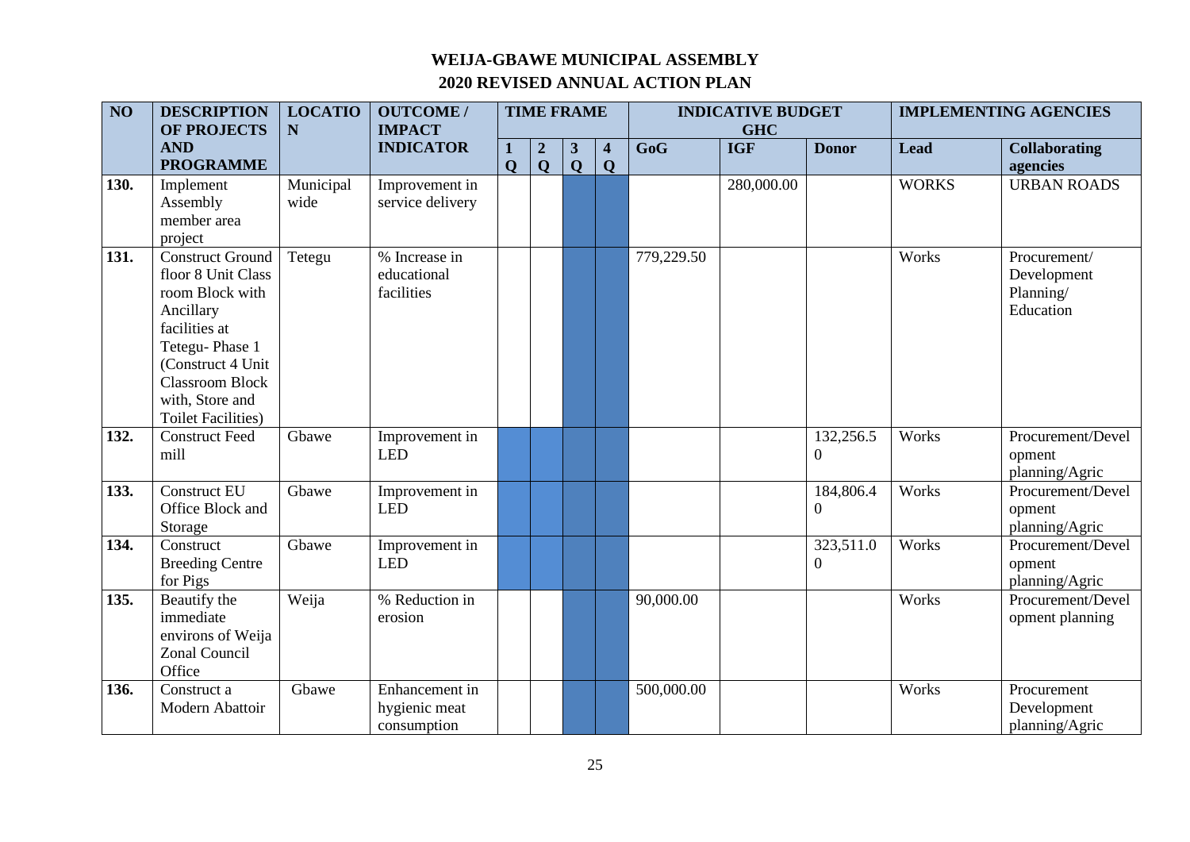# WEIJA-GBAWE MUNICIPAL ASSEMBLY

## 2020 REVISED ANNUAL ACTION PLAN

| NO | DESCRIPTION OF PROJECTS AND PROGRAMME | LOCATION | OUTCOME / IMPACT INDICATOR | TIME FRAME | | | | INDICATIVE BUDGET GHC | | | IMPLEMENTING AGENCIES | |
|---|---|---|---|---|---|---|---|---|---|---|---|---|
| | | | | 1 Q | 2 Q | 3 Q | 4 Q | GoG | IGF | Donor | Lead | Collaborating agencies |
| 130. | Implement Assembly member area project | Municipal wide | Improvement in service delivery | | | | | | 280,000.00 | | WORKS | URBAN ROADS |
| 131. | Construct Ground floor 8 Unit Class room Block with Ancillary facilities at Tetegu- Phase 1 (Construct 4 Unit Classroom Block with, Store and Toilet Facilities) | Tetegu | % Increase in educational facilities | | | | | 779,229.50 | | | Works | Procurement/ Development Planning/ Education |
| 132. | Construct Feed mill | Gbawe | Improvement in LED | | | | | | | 132,256.50 | Works | Procurement/Development planning/Agric |
| 133. | Construct EU Office Block and Storage | Gbawe | Improvement in LED | | | | | | | 184,806.40 | Works | Procurement/Development planning/Agric |
| 134. | Construct Breeding Centre for Pigs | Gbawe | Improvement in LED | | | | | | | 323,511.00 | Works | Procurement/Development planning/Agric |
| 135. | Beautify the immediate environs of Weija Zonal Council Office | Weija | % Reduction in erosion | | | | | 90,000.00 | | | Works | Procurement/Development planning |
| 136. | Construct a Modern Abattoir | Gbawe | Enhancement in hygienic meat consumption | | | | | 500,000.00 | | | Works | Procurement Development planning/Agric |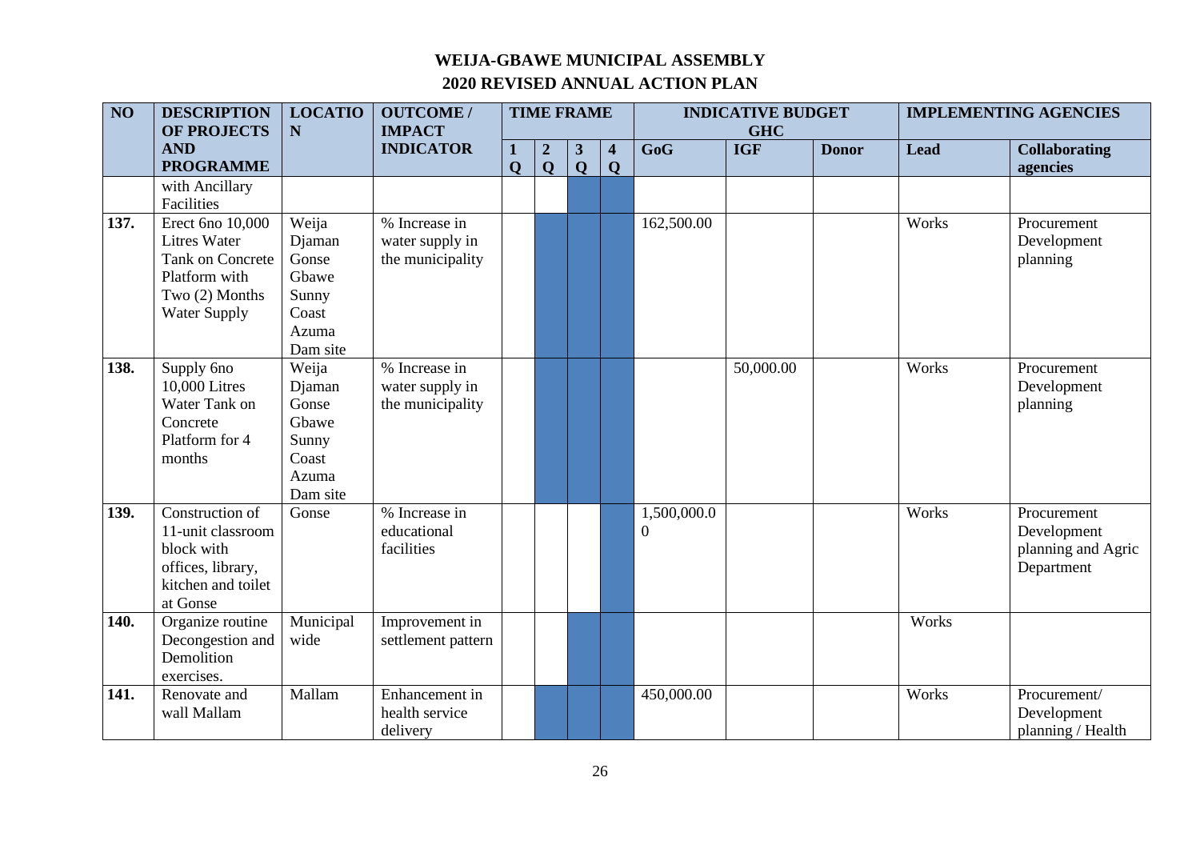# WEIJA-GBAWE MUNICIPAL ASSEMBLY

## 2020 REVISED ANNUAL ACTION PLAN

| NO | DESCRIPTION OF PROJECTS AND PROGRAMME | LOCATION | OUTCOME / IMPACT INDICATOR | TIME FRAME | | | | INDICATIVE BUDGET GHC | | | IMPLEMENTING AGENCIES | |
|---|---|---|---|---|---|---|---|---|---|---|---|---|
| | | | | 1 Q | 2 Q | 3 Q | 4 Q | GoG | IGF | Donor | Lead | Collaborating agencies |
| | with Ancillary Facilities | | | | | | | | | | | |
| 137. | Erect 6no 10,000 Litres Water Tank on Concrete Platform with Two (2) Months Water Supply | Weija Djaman Gonse Gbawe Sunny Coast Azuma Dam site | % Increase in water supply in the municipality | | | | | 162,500.00 | | | Works | Procurement Development planning |
| 138. | Supply 6no 10,000 Litres Water Tank on Concrete Platform for 4 months | Weija Djaman Gonse Gbawe Sunny Coast Azuma Dam site | % Increase in water supply in the municipality | | | | | | 50,000.00 | | Works | Procurement Development planning |
| 139. | Construction of 11-unit classroom block with offices, library, kitchen and toilet at Gonse | Gonse | % Increase in educational facilities | | | | | 1,500,000.00 | | | Works | Procurement Development planning and Agric Department |
| 140. | Organize routine Decongestion and Demolition exercises. | Municipal wide | Improvement in settlement pattern | | | | | | | | Works | |
| 141. | Renovate and wall Mallam | Mallam | Enhancement in health service delivery | | | | | 450,000.00 | | | Works | Procurement/ Development planning / Health |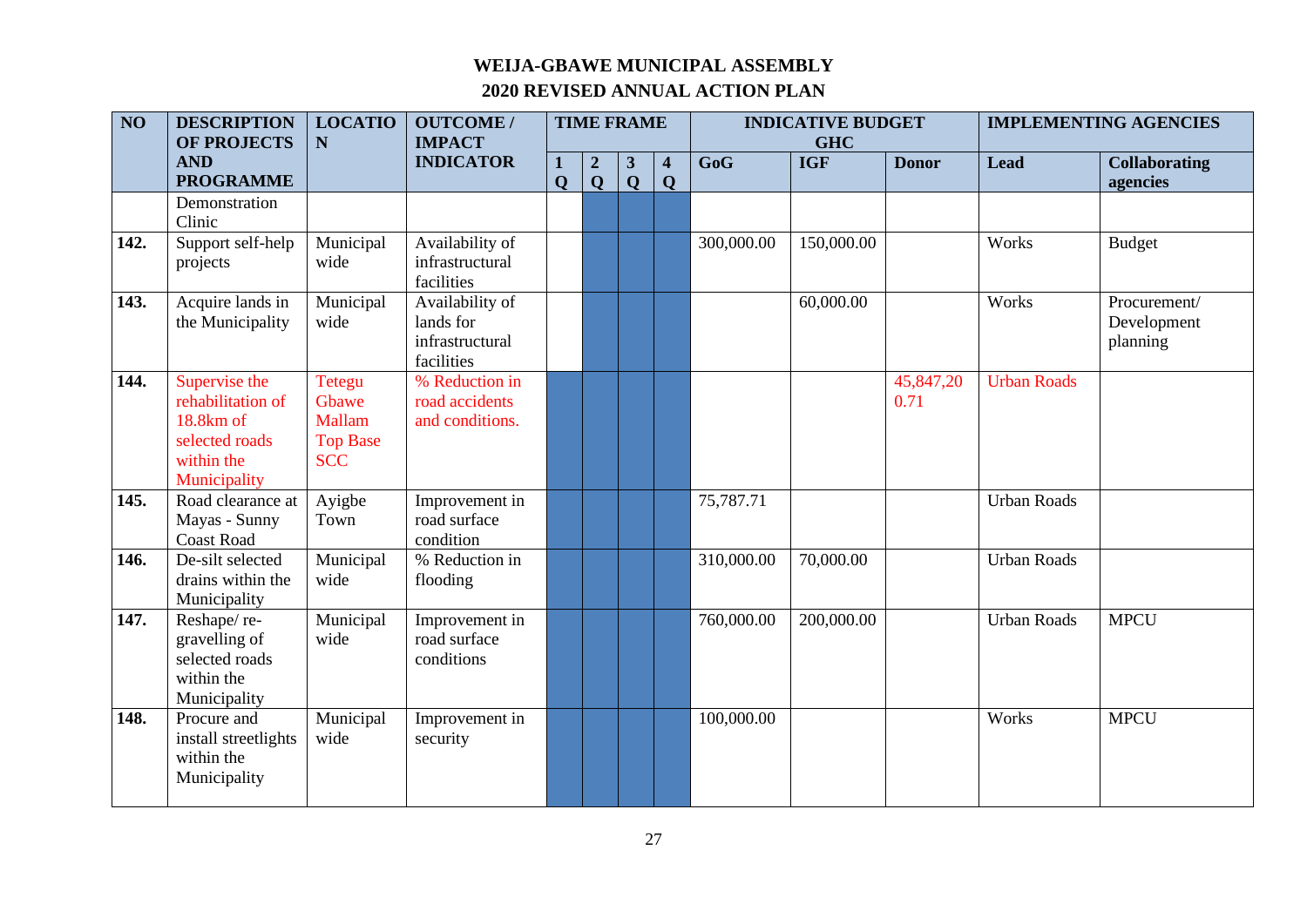# WEIJA-GBAWE MUNICIPAL ASSEMBLY

## 2020 REVISED ANNUAL ACTION PLAN

| NO | DESCRIPTION OF PROJECTS AND PROGRAMME | LOCATION | OUTCOME / IMPACT INDICATOR | TIME FRAME | | | | INDICATIVE BUDGET GHC | | | IMPLEMENTING AGENCIES | |
|---|---|---|---|---|---|---|---|---|---|---|---|---|
| | | | | 1 Q | 2 Q | 3 Q | 4 Q | GoG | IGF | Donor | Lead | Collaborating agencies |
| | Demonstration Clinic | | | | | | | | | | | |
| 142. | Support self-help projects | Municipal wide | Availability of infrastructural facilities | | | | | 300,000.00 | 150,000.00 | | Works | Budget |
| 143. | Acquire lands in the Municipality | Municipal wide | Availability of lands for infrastructural facilities | | | | | | 60,000.00 | | Works | Procurement/ Development planning |
| 144. | Supervise the rehabilitation of 18.8km of selected roads within the Municipality | Tetegu Gbawe Mallam Top Base SCC | % Reduction in road accidents and conditions. | | | | | | | 45,847,200.71 | Urban Roads | |
| 145. | Road clearance at Mayas - Sunny Coast Road | Ayigbe Town | Improvement in road surface condition | | | | | 75,787.71 | | | Urban Roads | |
| 146. | De-silt selected drains within the Municipality | Municipal wide | % Reduction in flooding | | | | | 310,000.00 | 70,000.00 | | Urban Roads | |
| 147. | Reshape/ re-gravelling of selected roads within the Municipality | Municipal wide | Improvement in road surface conditions | | | | | 760,000.00 | 200,000.00 | | Urban Roads | MPCU |
| 148. | Procure and install streetlights within the Municipality | Municipal wide | Improvement in security | | | | | 100,000.00 | | | Works | MPCU |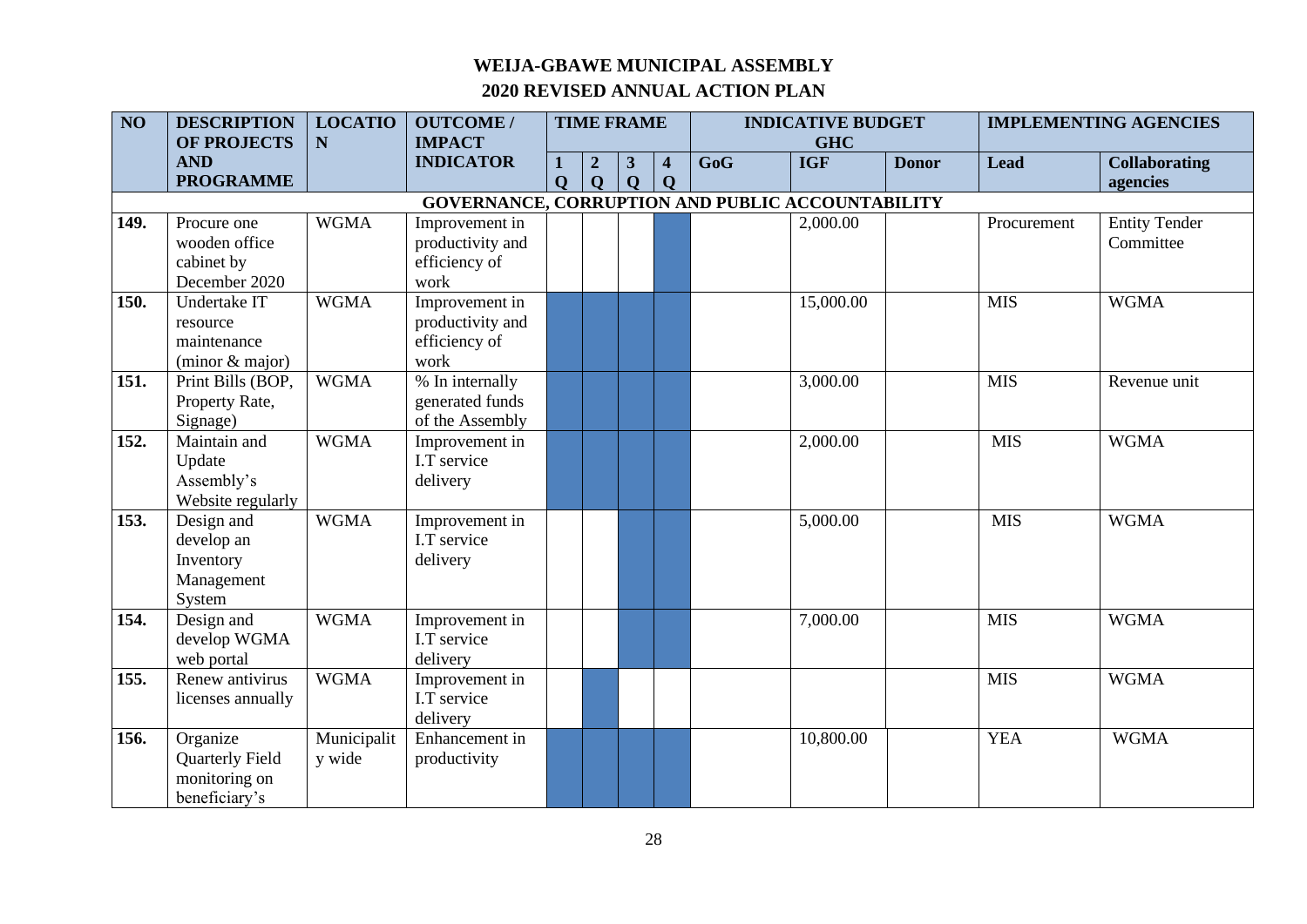# WEIJA-GBAWE MUNICIPAL ASSEMBLY

## 2020 REVISED ANNUAL ACTION PLAN

| NO | DESCRIPTION OF PROJECTS AND PROGRAMME | LOCATION | OUTCOME / IMPACT INDICATOR | TIME FRAME | | | | INDICATIVE BUDGET GHC | | | IMPLEMENTING AGENCIES | |
|---|---|---|---|---|---|---|---|---|---|---|---|---|
| | | | | 1 Q | 2 Q | 3 Q | 4 Q | GoG | IGF | Donor | Lead | Collaborating agencies |
| **GOVERNANCE, CORRUPTION AND PUBLIC ACCOUNTABILITY** | | | | | | | | | | | | |
| 149. | Procure one wooden office cabinet by December 2020 | WGMA | Improvement in productivity and efficiency of work | | | | ■ | | 2,000.00 | | Procurement | Entity Tender Committee |
| 150. | Undertake IT resource maintenance (minor & major) | WGMA | Improvement in productivity and efficiency of work | ■ | ■ | ■ | ■ | | 15,000.00 | | MIS | WGMA |
| 151. | Print Bills (BOP, Property Rate, Signage) | WGMA | % In internally generated funds of the Assembly | ■ | ■ | ■ | ■ | | 3,000.00 | | MIS | Revenue unit |
| 152. | Maintain and Update Assembly's Website regularly | WGMA | Improvement in I.T service delivery | ■ | ■ | ■ | ■ | | 2,000.00 | | MIS | WGMA |
| 153. | Design and develop an Inventory Management System | WGMA | Improvement in I.T service delivery | | | ■ | ■ | | 5,000.00 | | MIS | WGMA |
| 154. | Design and develop WGMA web portal | WGMA | Improvement in I.T service delivery | | | ■ | ■ | | 7,000.00 | | MIS | WGMA |
| 155. | Renew antivirus licenses annually | WGMA | Improvement in I.T service delivery | | ■ | | | | | | MIS | WGMA |
| 156. | Organize Quarterly Field monitoring on beneficiary's | Municipality wide | Enhancement in productivity | ■ | ■ | ■ | ■ | | 10,800.00 | | YEA | WGMA |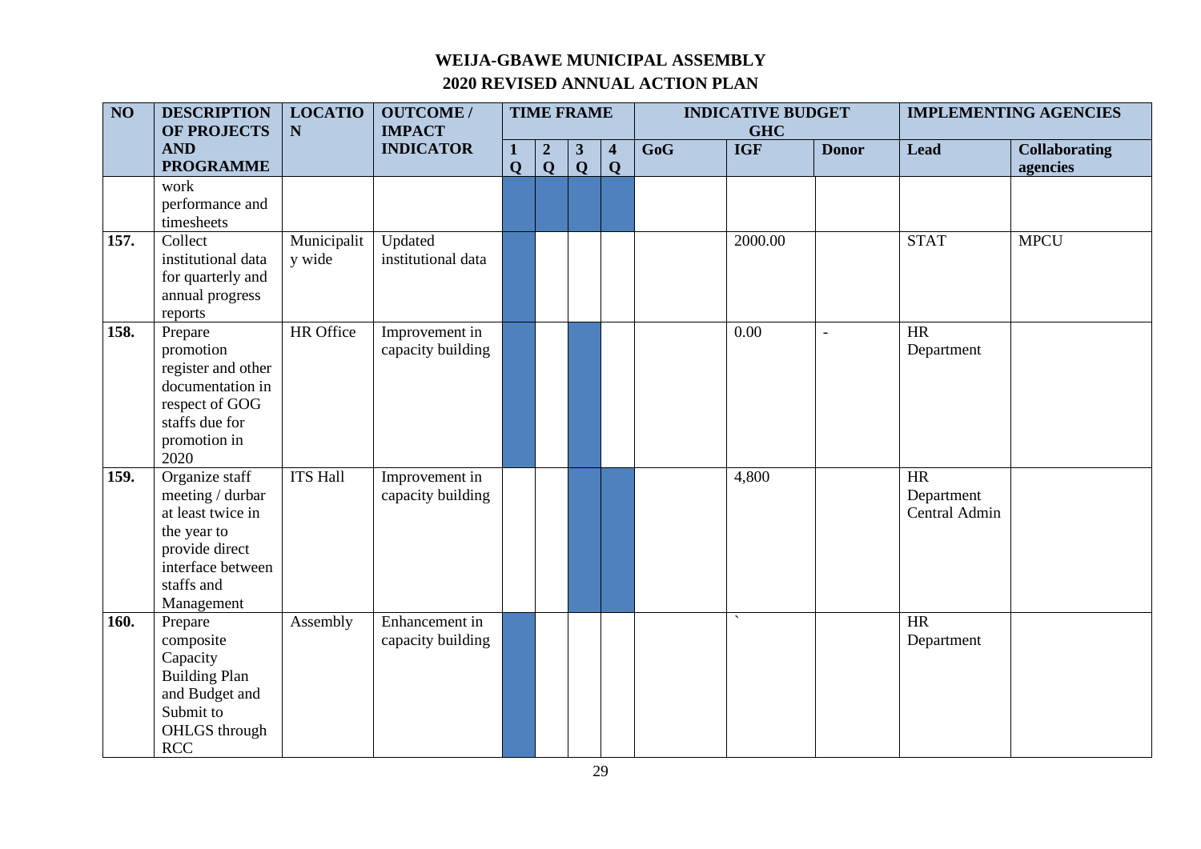# WEIJA-GBAWE MUNICIPAL ASSEMBLY

## 2020 REVISED ANNUAL ACTION PLAN

| NO | DESCRIPTION OF PROJECTS AND PROGRAMME | LOCATION | OUTCOME / IMPACT INDICATOR | TIME FRAME | | | | INDICATIVE BUDGET GHC | | | IMPLEMENTING AGENCIES | |
|---|---|---|---|---|---|---|---|---|---|---|---|---|
| | | | | 1 Q | 2 Q | 3 Q | 4 Q | GoG | IGF | Donor | Lead | Collaborating agencies |
| | work performance and timesheets | | | | | | | | | | | |
| 157. | Collect institutional data for quarterly and annual progress reports | Municipality wide | Updated institutional data | | | | | | 2000.00 | | STAT | MPCU |
| 158. | Prepare promotion register and other documentation in respect of GOG staffs due for promotion in 2020 | HR Office | Improvement in capacity building | | | | | | 0.00 | - | HR Department | |
| 159. | Organize staff meeting / durbar at least twice in the year to provide direct interface between staffs and Management | ITS Hall | Improvement in capacity building | | | | | | 4,800 | | HR Department Central Admin | |
| 160. | Prepare composite Capacity Building Plan and Budget and Submit to OHLGS through RCC | Assembly | Enhancement in capacity building | | | | | | ` | | HR Department | |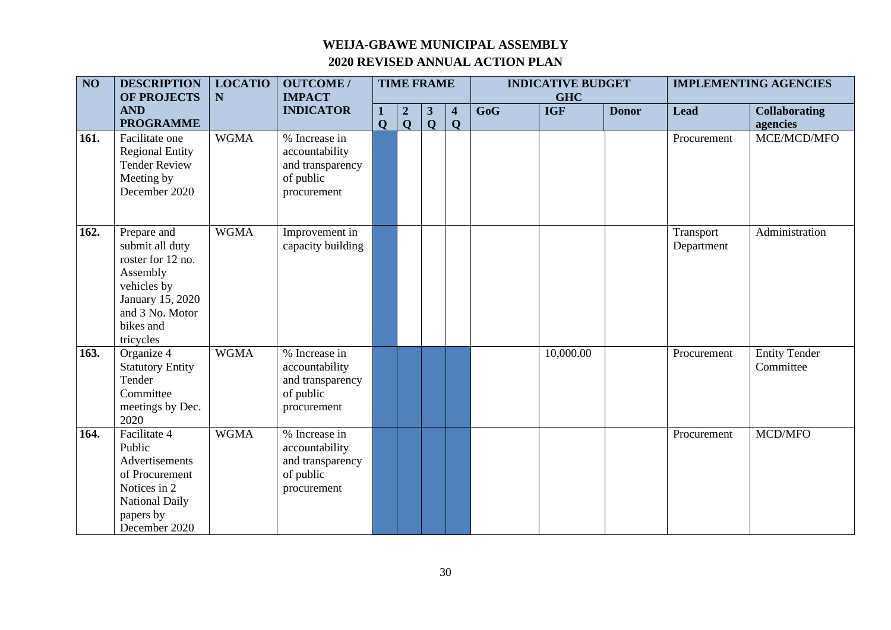# WEIJA-GBAWE MUNICIPAL ASSEMBLY

## 2020 REVISED ANNUAL ACTION PLAN

| NO | DESCRIPTION OF PROJECTS AND PROGRAMME | LOCATION | OUTCOME / IMPACT INDICATOR | TIME FRAME | | | | INDICATIVE BUDGET GHC | | | IMPLEMENTING AGENCIES | |
|---|---|---|---|---|---|---|---|---|---|---|---|---|
| | | | | 1 Q | 2 Q | 3 Q | 4 Q | GoG | IGF | Donor | Lead | Collaborating agencies |
| 161. | Facilitate one Regional Entity Tender Review Meeting by December 2020 | WGMA | % Increase in accountability and transparency of public procurement | | | | | | | | Procurement | MCE/MCD/MFO |
| 162. | Prepare and submit all duty roster for 12 no. Assembly vehicles by January 15, 2020 and 3 No. Motor bikes and tricycles | WGMA | Improvement in capacity building | | | | | | | | Transport Department | Administration |
| 163. | Organize 4 Statutory Entity Tender Committee meetings by Dec. 2020 | WGMA | % Increase in accountability and transparency of public procurement | | | | | | 10,000.00 | | Procurement | Entity Tender Committee |
| 164. | Facilitate 4 Public Advertisements of Procurement Notices in 2 National Daily papers by December 2020 | WGMA | % Increase in accountability and transparency of public procurement | | | | | | | | Procurement | MCD/MFO |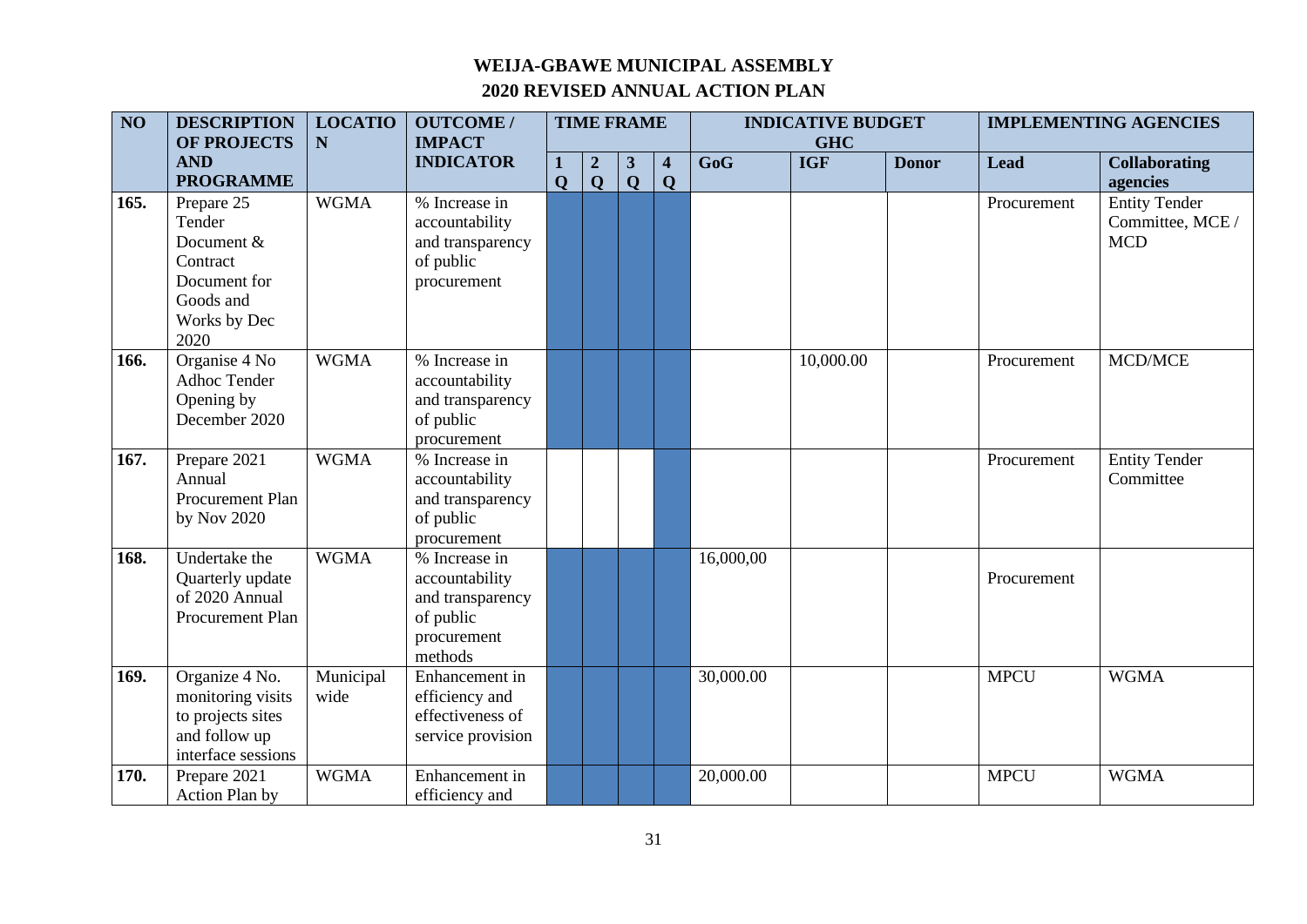# WEIJA-GBAWE MUNICIPAL ASSEMBLY

## 2020 REVISED ANNUAL ACTION PLAN

| NO | DESCRIPTION OF PROJECTS AND PROGRAMME | LOCATION | OUTCOME / IMPACT INDICATOR | TIME FRAME | | | | INDICATIVE BUDGET GHC | | | IMPLEMENTING AGENCIES | |
|---|---|---|---|---|---|---|---|---|---|---|---|---|
| | | | | 1 Q | 2 Q | 3 Q | 4 Q | GoG | IGF | Donor | Lead | Collaborating agencies |
| 165. | Prepare 25 Tender Document & Contract Document for Goods and Works by Dec 2020 | WGMA | % Increase in accountability and transparency of public procurement | ■ | ■ | ■ | ■ | | | | Procurement | Entity Tender Committee, MCE / MCD |
| 166. | Organise 4 No Adhoc Tender Opening by December 2020 | WGMA | % Increase in accountability and transparency of public procurement | ■ | ■ | ■ | ■ | | 10,000.00 | | Procurement | MCD/MCE |
| 167. | Prepare 2021 Annual Procurement Plan by Nov 2020 | WGMA | % Increase in accountability and transparency of public procurement | | | | ■ | | | | Procurement | Entity Tender Committee |
| 168. | Undertake the Quarterly update of 2020 Annual Procurement Plan | WGMA | % Increase in accountability and transparency of public procurement methods | ■ | ■ | ■ | | 16,000,00 | | | Procurement | |
| 169. | Organize 4 No. monitoring visits to projects sites and follow up interface sessions | Municipal wide | Enhancement in efficiency and effectiveness of service provision | ■ | ■ | ■ | ■ | 30,000.00 | | | MPCU | WGMA |
| 170. | Prepare 2021 Action Plan by | WGMA | Enhancement in efficiency and | ■ | ■ | ■ | ■ | 20,000.00 | | | MPCU | WGMA |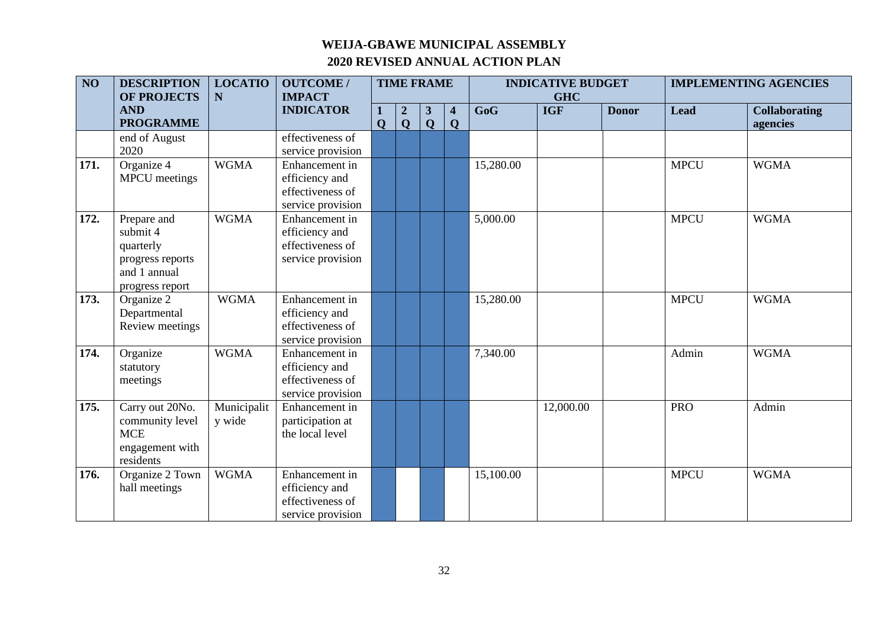# WEIJA-GBAWE MUNICIPAL ASSEMBLY

## 2020 REVISED ANNUAL ACTION PLAN

| NO | DESCRIPTION OF PROJECTS AND PROGRAMME | LOCATION | OUTCOME / IMPACT INDICATOR | TIME FRAME | | | | INDICATIVE BUDGET GHC | | | IMPLEMENTING AGENCIES | |
|---|---|---|---|---|---|---|---|---|---|---|---|---|
| | | | | 1 Q | 2 Q | 3 Q | 4 Q | GoG | IGF | Donor | Lead | Collaborating agencies |
| | end of August 2020 | | effectiveness of service provision | | | | | | | | | |
| 171. | Organize 4 MPCU meetings | WGMA | Enhancement in efficiency and effectiveness of service provision | | | | | 15,280.00 | | | MPCU | WGMA |
| 172. | Prepare and submit 4 quarterly progress reports and 1 annual progress report | WGMA | Enhancement in efficiency and effectiveness of service provision | | | | | 5,000.00 | | | MPCU | WGMA |
| 173. | Organize 2 Departmental Review meetings | WGMA | Enhancement in efficiency and effectiveness of service provision | | | | | 15,280.00 | | | MPCU | WGMA |
| 174. | Organize statutory meetings | WGMA | Enhancement in efficiency and effectiveness of service provision | | | | | 7,340.00 | | | Admin | WGMA |
| 175. | Carry out 20No. community level MCE engagement with residents | Municipality wide | Enhancement in participation at the local level | | | | | | 12,000.00 | | PRO | Admin |
| 176. | Organize 2 Town hall meetings | WGMA | Enhancement in efficiency and effectiveness of service provision | | | | | 15,100.00 | | | MPCU | WGMA |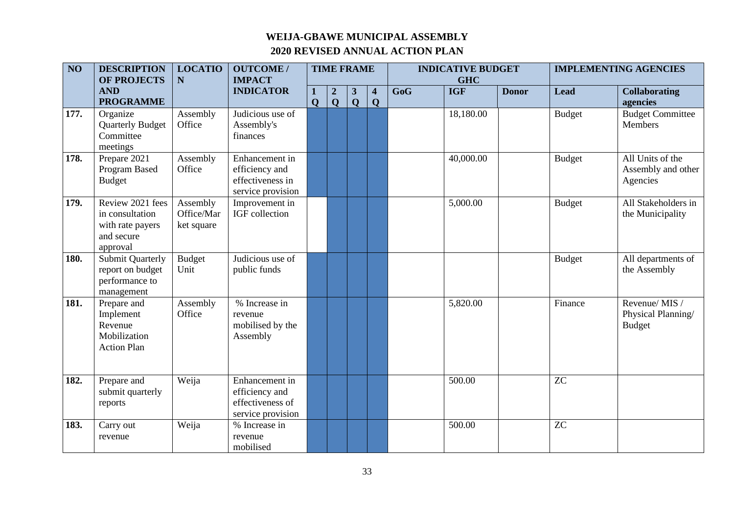# WEIJA-GBAWE MUNICIPAL ASSEMBLY

## 2020 REVISED ANNUAL ACTION PLAN

| NO | DESCRIPTION OF PROJECTS AND PROGRAMME | LOCATION | OUTCOME / IMPACT INDICATOR | TIME FRAME | | | | INDICATIVE BUDGET GHC | | | IMPLEMENTING AGENCIES | |
|---|---|---|---|---|---|---|---|---|---|---|---|---|
| | | | | 1 Q | 2 Q | 3 Q | 4 Q | GoG | IGF | Donor | Lead | Collaborating agencies |
| 177. | Organize Quarterly Budget Committee meetings | Assembly Office | Judicious use of Assembly's finances | ■ | ■ | ■ | ■ | | 18,180.00 | | Budget | Budget Committee Members |
| 178. | Prepare 2021 Program Based Budget | Assembly Office | Enhancement in efficiency and effectiveness in service provision | ■ | ■ | ■ | ■ | | 40,000.00 | | Budget | All Units of the Assembly and other Agencies |
| 179. | Review 2021 fees in consultation with rate payers and secure approval | Assembly Office/Market square | Improvement in IGF collection | | ■ | ■ | ■ | | 5,000.00 | | Budget | All Stakeholders in the Municipality |
| 180. | Submit Quarterly report on budget performance to management | Budget Unit | Judicious use of public funds | ■ | ■ | ■ | ■ | | | | Budget | All departments of the Assembly |
| 181. | Prepare and Implement Revenue Mobilization Action Plan | Assembly Office | % Increase in revenue mobilised by the Assembly | ■ | ■ | ■ | ■ | | 5,820.00 | | Finance | Revenue/ MIS / Physical Planning/ Budget |
| 182. | Prepare and submit quarterly reports | Weija | Enhancement in efficiency and effectiveness of service provision | ■ | ■ | ■ | ■ | | 500.00 | | ZC | |
| 183. | Carry out revenue | Weija | % Increase in revenue mobilised | ■ | ■ | ■ | ■ | | 500.00 | | ZC | |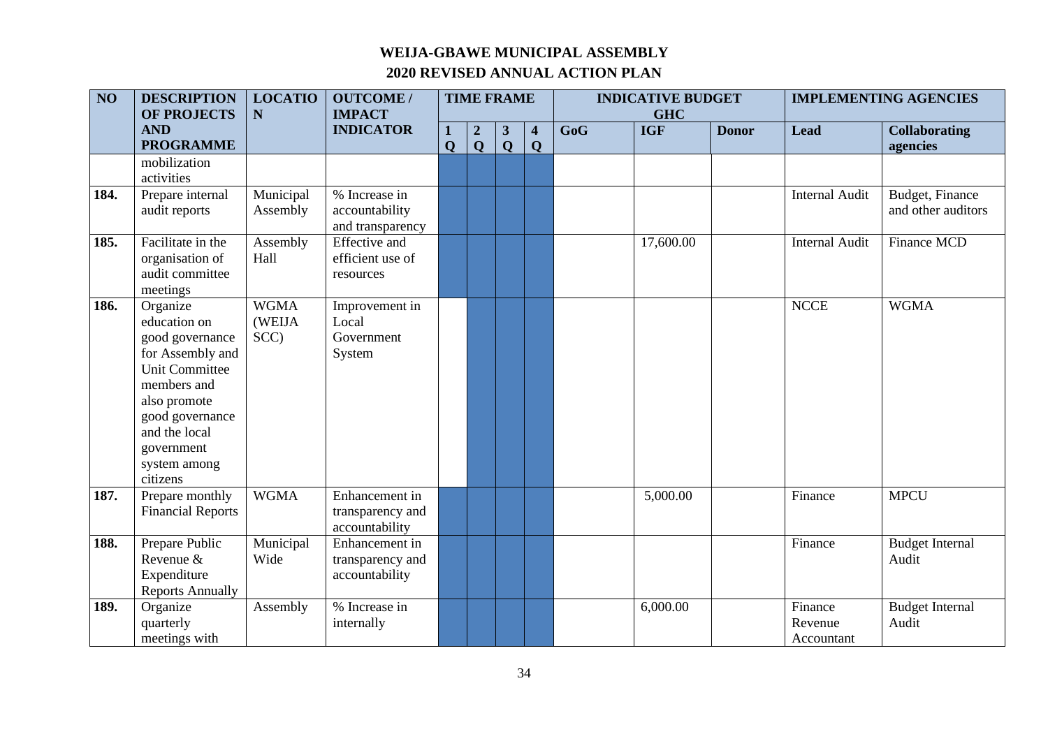# WEIJA-GBAWE MUNICIPAL ASSEMBLY

## 2020 REVISED ANNUAL ACTION PLAN

| NO | DESCRIPTION OF PROJECTS AND PROGRAMME | LOCATION | OUTCOME / IMPACT INDICATOR | TIME FRAME | | | | INDICATIVE BUDGET GHC | | | IMPLEMENTING AGENCIES | |
|---|---|---|---|---|---|---|---|---|---|---|---|---|
| | | | | 1 Q | 2 Q | 3 Q | 4 Q | GoG | IGF | Donor | Lead | Collaborating agencies |
| | mobilization activities | | | | | | | | | | | |
| 184. | Prepare internal audit reports | Municipal Assembly | % Increase in accountability and transparency | | | | | | | | Internal Audit | Budget, Finance and other auditors |
| 185. | Facilitate in the organisation of audit committee meetings | Assembly Hall | Effective and efficient use of resources | | | | | | 17,600.00 | | Internal Audit | Finance MCD |
| 186. | Organize education on good governance for Assembly and Unit Committee members and also promote good governance and the local government system among citizens | WGMA (WEIJA SCC) | Improvement in Local Government System | | | | | | | | NCCE | WGMA |
| 187. | Prepare monthly Financial Reports | WGMA | Enhancement in transparency and accountability | | | | | | 5,000.00 | | Finance | MPCU |
| 188. | Prepare Public Revenue & Expenditure Reports Annually | Municipal Wide | Enhancement in transparency and accountability | | | | | | | | Finance | Budget Internal Audit |
| 189. | Organize quarterly meetings with | Assembly | % Increase in internally | | | | | | 6,000.00 | | Finance Revenue Accountant | Budget Internal Audit |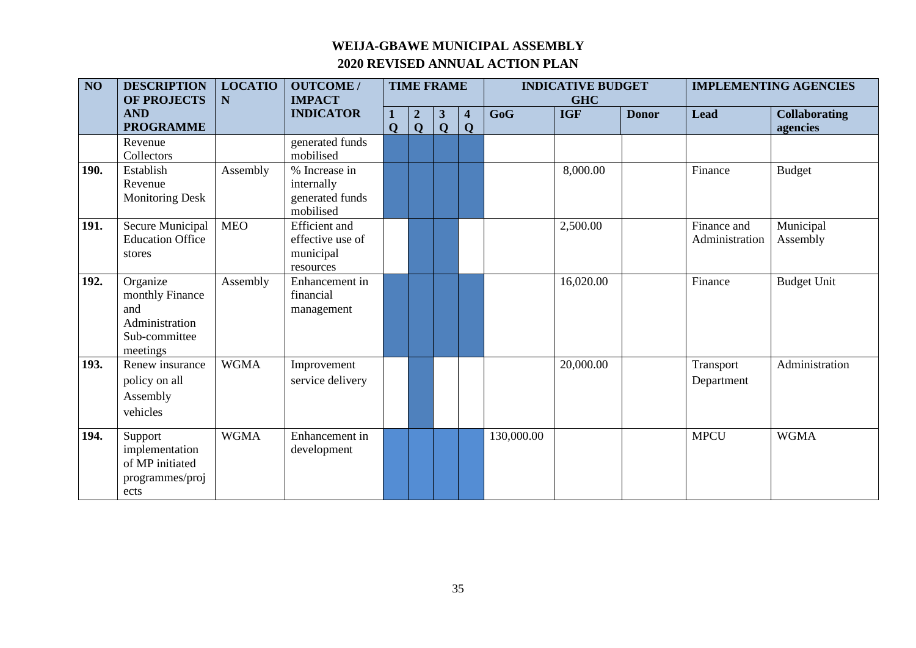# WEIJA-GBAWE MUNICIPAL ASSEMBLY
## 2020 REVISED ANNUAL ACTION PLAN

| NO | DESCRIPTION OF PROJECTS AND PROGRAMME | LOCATION | OUTCOME / IMPACT INDICATOR | TIME FRAME | | | | INDICATIVE BUDGET GHC | | | IMPLEMENTING AGENCIES | |
|---|---|---|---|---|---|---|---|---|---|---|---|---|
| | | | | 1 Q | 2 Q | 3 Q | 4 Q | GoG | IGF | Donor | Lead | Collaborating agencies |
| | Revenue Collectors | | generated funds mobilised | | | | | | | | | |
| 190. | Establish Revenue Monitoring Desk | Assembly | % Increase in internally generated funds mobilised | | | | | | 8,000.00 | | Finance | Budget |
| 191. | Secure Municipal Education Office stores | MEO | Efficient and effective use of municipal resources | | | | | | 2,500.00 | | Finance and Administration | Municipal Assembly |
| 192. | Organize monthly Finance and Administration Sub-committee meetings | Assembly | Enhancement in financial management | | | | | | 16,020.00 | | Finance | Budget Unit |
| 193. | Renew insurance policy on all Assembly vehicles | WGMA | Improvement service delivery | | | | | | 20,000.00 | | Transport Department | Administration |
| 194. | Support implementation of MP initiated programmes/projects | WGMA | Enhancement in development | | | | | 130,000.00 | | | MPCU | WGMA |